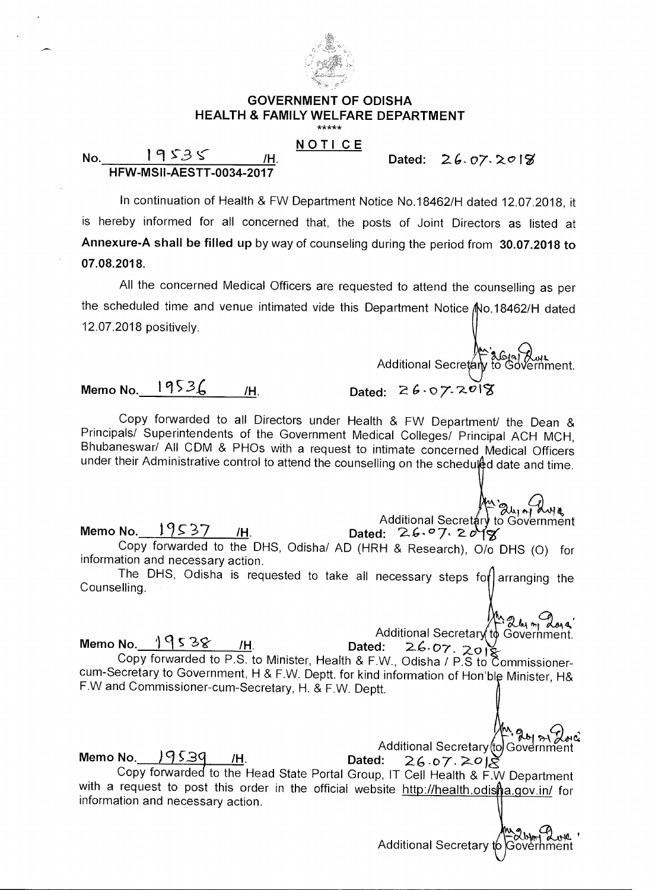# GOVERNMENT OF ODISHA
## HEALTH & FAMILY WELFARE DEPARTMENT

\*\*\*\*\*

**NOTICE**

**No. 19535 /H.** **Dated: 26.07.2018**
**HFW-MSII-AESTT-0034-2017**

In continuation of Health & FW Department Notice No.18462/H dated 12.07.2018, it is hereby informed for all concerned that, the posts of Joint Directors as listed at **Annexure-A shall be filled up** by way of counseling during the period from **30.07.2018 to 07.08.2018.**

All the concerned Medical Officers are requested to attend the counselling as per the scheduled time and venue intimated vide this Department Notice No.18462/H dated 12.07.2018 positively.

Additional Secretary to Government.

**Memo No. 19536 /H.** **Dated: 26.07.2018**

Copy forwarded to all Directors under Health & FW Department/ the Dean & Principals/ Superintendents of the Government Medical Colleges/ Principal ACH MCH, Bhubaneswar/ All CDM & PHOs with a request to intimate concerned Medical Officers under their Administrative control to attend the counselling on the scheduled date and time.

Additional Secretary to Government

**Memo No. 19537 /H.** **Dated: 26.07.2018**

Copy forwarded to the DHS, Odisha/ AD (HRH & Research), O/o DHS (O) for information and necessary action.

The DHS, Odisha is requested to take all necessary steps for arranging the Counselling.

Additional Secretary to Government.

**Memo No. 19538 /H.** **Dated: 26.07.2018**

Copy forwarded to P.S. to Minister, Health & F.W., Odisha / P.S to Commissioner-cum-Secretary to Government, H & F.W. Deptt. for kind information of Hon'ble Minister, H& F.W and Commissioner-cum-Secretary, H. & F.W. Deptt.

Additional Secretary to Government

**Memo No. 19539 /H.** **Dated: 26.07.2018**

Copy forwarded to the Head State Portal Group, IT Cell Health & F.W Department with a request to post this order in the official website http://health.odisha.gov.in/ for information and necessary action.

Additional Secretary to Government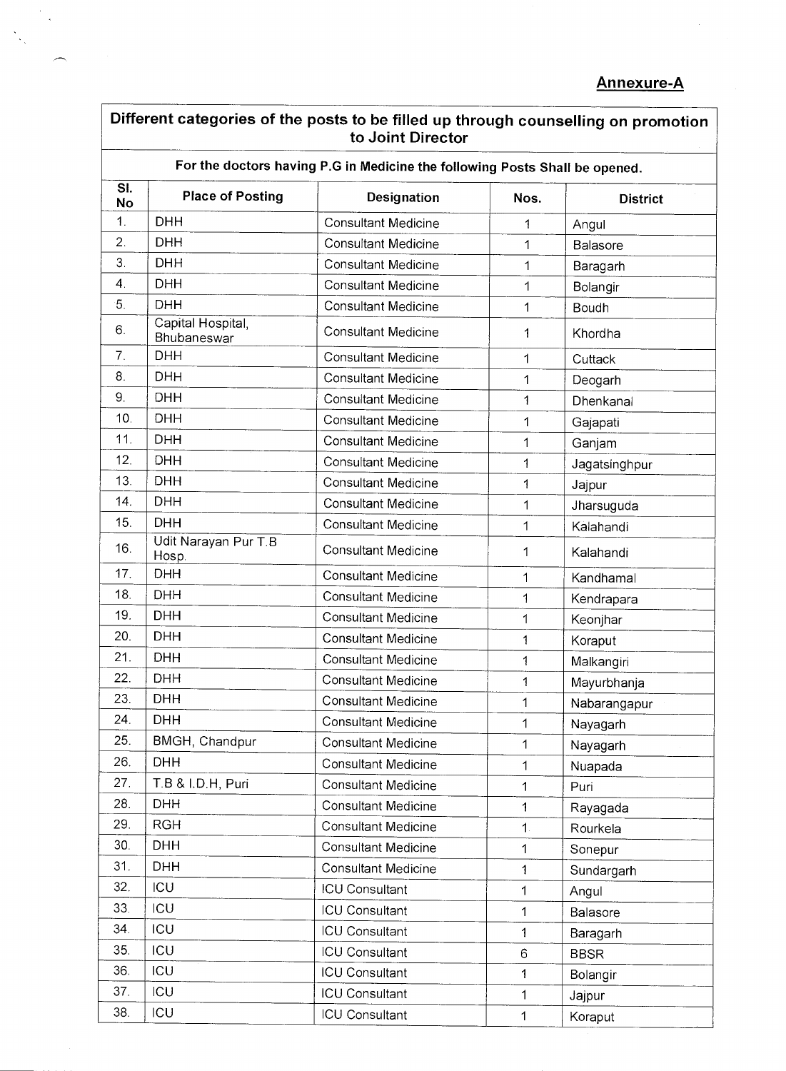**Annexure-A**

## Different categories of the posts to be filled up through counselling on promotion to Joint Director

### For the doctors having P.G in Medicine the following Posts Shall be opened.

| Sl. No | Place of Posting | Designation | Nos. | District |
|---|---|---|---|---|
| 1. | DHH | Consultant Medicine | 1 | Angul |
| 2. | DHH | Consultant Medicine | 1 | Balasore |
| 3. | DHH | Consultant Medicine | 1 | Baragarh |
| 4. | DHH | Consultant Medicine | 1 | Bolangir |
| 5. | DHH | Consultant Medicine | 1 | Boudh |
| 6. | Capital Hospital, Bhubaneswar | Consultant Medicine | 1 | Khordha |
| 7. | DHH | Consultant Medicine | 1 | Cuttack |
| 8. | DHH | Consultant Medicine | 1 | Deogarh |
| 9. | DHH | Consultant Medicine | 1 | Dhenkanal |
| 10. | DHH | Consultant Medicine | 1 | Gajapati |
| 11. | DHH | Consultant Medicine | 1 | Ganjam |
| 12. | DHH | Consultant Medicine | 1 | Jagatsinghpur |
| 13. | DHH | Consultant Medicine | 1 | Jajpur |
| 14. | DHH | Consultant Medicine | 1 | Jharsuguda |
| 15. | DHH | Consultant Medicine | 1 | Kalahandi |
| 16. | Udit Narayan Pur T.B Hosp. | Consultant Medicine | 1 | Kalahandi |
| 17. | DHH | Consultant Medicine | 1 | Kandhamal |
| 18. | DHH | Consultant Medicine | 1 | Kendrapara |
| 19. | DHH | Consultant Medicine | 1 | Keonjhar |
| 20. | DHH | Consultant Medicine | 1 | Koraput |
| 21. | DHH | Consultant Medicine | 1 | Malkangiri |
| 22. | DHH | Consultant Medicine | 1 | Mayurbhanja |
| 23. | DHH | Consultant Medicine | 1 | Nabarangapur |
| 24. | DHH | Consultant Medicine | 1 | Nayagarh |
| 25. | BMGH, Chandpur | Consultant Medicine | 1 | Nayagarh |
| 26. | DHH | Consultant Medicine | 1 | Nuapada |
| 27. | T.B & I.D.H, Puri | Consultant Medicine | 1 | Puri |
| 28. | DHH | Consultant Medicine | 1 | Rayagada |
| 29. | RGH | Consultant Medicine | 1 | Rourkela |
| 30. | DHH | Consultant Medicine | 1 | Sonepur |
| 31. | DHH | Consultant Medicine | 1 | Sundargarh |
| 32. | ICU | ICU Consultant | 1 | Angul |
| 33. | ICU | ICU Consultant | 1 | Balasore |
| 34. | ICU | ICU Consultant | 1 | Baragarh |
| 35. | ICU | ICU Consultant | 6 | BBSR |
| 36. | ICU | ICU Consultant | 1 | Bolangir |
| 37. | ICU | ICU Consultant | 1 | Jajpur |
| 38. | ICU | ICU Consultant | 1 | Koraput |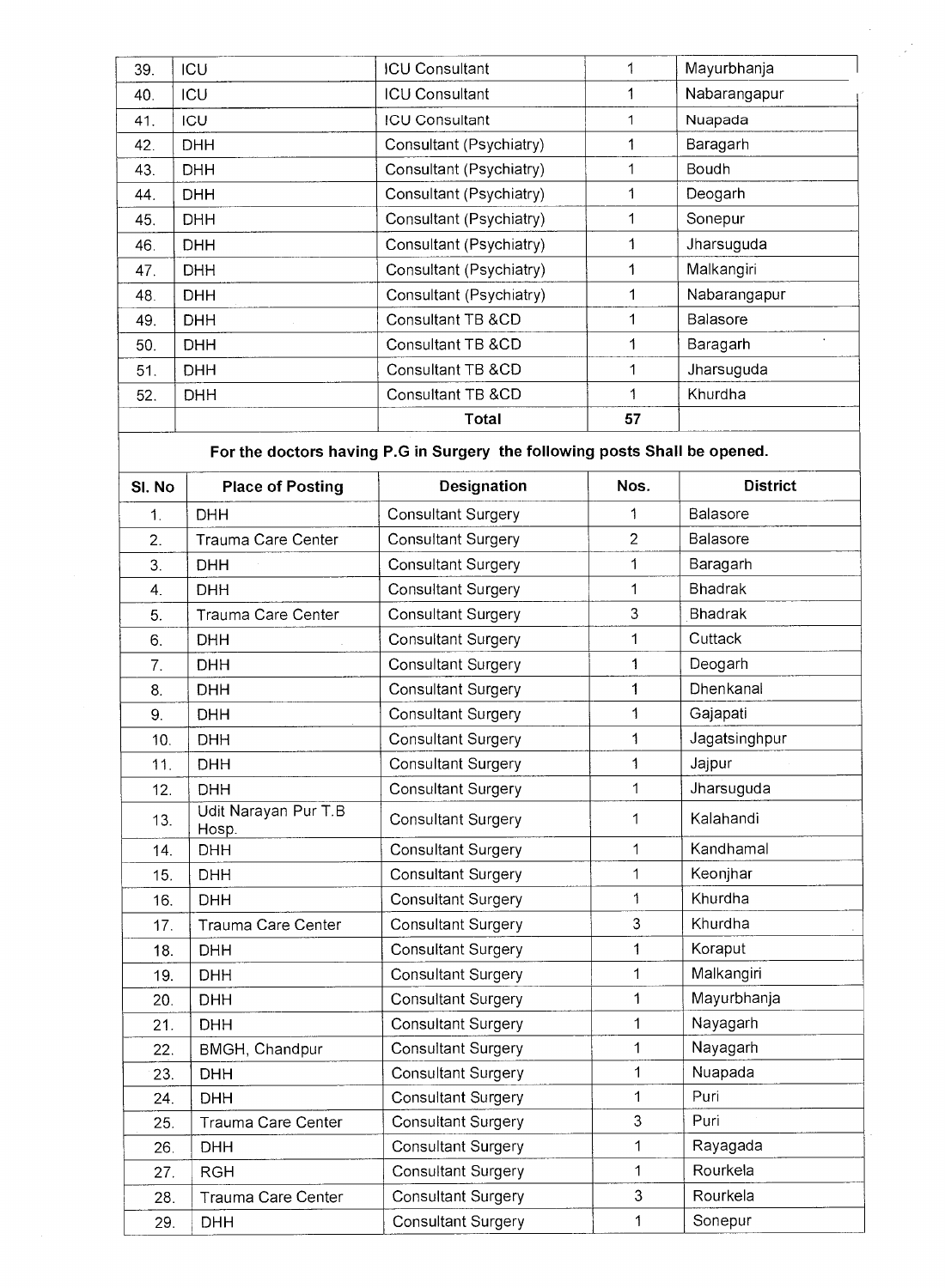| | | | | |
|---|---|---|---|---|
| 39. | ICU | ICU Consultant | 1 | Mayurbhanja |
| 40. | ICU | ICU Consultant | 1 | Nabarangapur |
| 41. | ICU | ICU Consultant | 1 | Nuapada |
| 42. | DHH | Consultant (Psychiatry) | 1 | Baragarh |
| 43. | DHH | Consultant (Psychiatry) | 1 | Boudh |
| 44. | DHH | Consultant (Psychiatry) | 1 | Deogarh |
| 45. | DHH | Consultant (Psychiatry) | 1 | Sonepur |
| 46. | DHH | Consultant (Psychiatry) | 1 | Jharsuguda |
| 47. | DHH | Consultant (Psychiatry) | 1 | Malkangiri |
| 48. | DHH | Consultant (Psychiatry) | 1 | Nabarangapur |
| 49. | DHH | Consultant TB &CD | 1 | Balasore |
| 50. | DHH | Consultant TB &CD | 1 | Baragarh |
| 51. | DHH | Consultant TB &CD | 1 | Jharsuguda |
| 52. | DHH | Consultant TB &CD | 1 | Khurdha |
| | | **Total** | **57** | |

**For the doctors having P.G in Surgery the following posts Shall be opened.**

| Sl. No | Place of Posting | Designation | Nos. | District |
|---|---|---|---|---|
| 1. | DHH | Consultant Surgery | 1 | Balasore |
| 2. | Trauma Care Center | Consultant Surgery | 2 | Balasore |
| 3. | DHH | Consultant Surgery | 1 | Baragarh |
| 4. | DHH | Consultant Surgery | 1 | Bhadrak |
| 5. | Trauma Care Center | Consultant Surgery | 3 | Bhadrak |
| 6. | DHH | Consultant Surgery | 1 | Cuttack |
| 7. | DHH | Consultant Surgery | 1 | Deogarh |
| 8. | DHH | Consultant Surgery | 1 | Dhenkanal |
| 9. | DHH | Consultant Surgery | 1 | Gajapati |
| 10. | DHH | Consultant Surgery | 1 | Jagatsinghpur |
| 11. | DHH | Consultant Surgery | 1 | Jajpur |
| 12. | DHH | Consultant Surgery | 1 | Jharsuguda |
| 13. | Udit Narayan Pur T.B Hosp. | Consultant Surgery | 1 | Kalahandi |
| 14. | DHH | Consultant Surgery | 1 | Kandhamal |
| 15. | DHH | Consultant Surgery | 1 | Keonjhar |
| 16. | DHH | Consultant Surgery | 1 | Khurdha |
| 17. | Trauma Care Center | Consultant Surgery | 3 | Khurdha |
| 18. | DHH | Consultant Surgery | 1 | Koraput |
| 19. | DHH | Consultant Surgery | 1 | Malkangiri |
| 20. | DHH | Consultant Surgery | 1 | Mayurbhanja |
| 21. | DHH | Consultant Surgery | 1 | Nayagarh |
| 22. | BMGH, Chandpur | Consultant Surgery | 1 | Nayagarh |
| 23. | DHH | Consultant Surgery | 1 | Nuapada |
| 24. | DHH | Consultant Surgery | 1 | Puri |
| 25. | Trauma Care Center | Consultant Surgery | 3 | Puri |
| 26. | DHH | Consultant Surgery | 1 | Rayagada |
| 27. | RGH | Consultant Surgery | 1 | Rourkela |
| 28. | Trauma Care Center | Consultant Surgery | 3 | Rourkela |
| 29. | DHH | Consultant Surgery | 1 | Sonepur |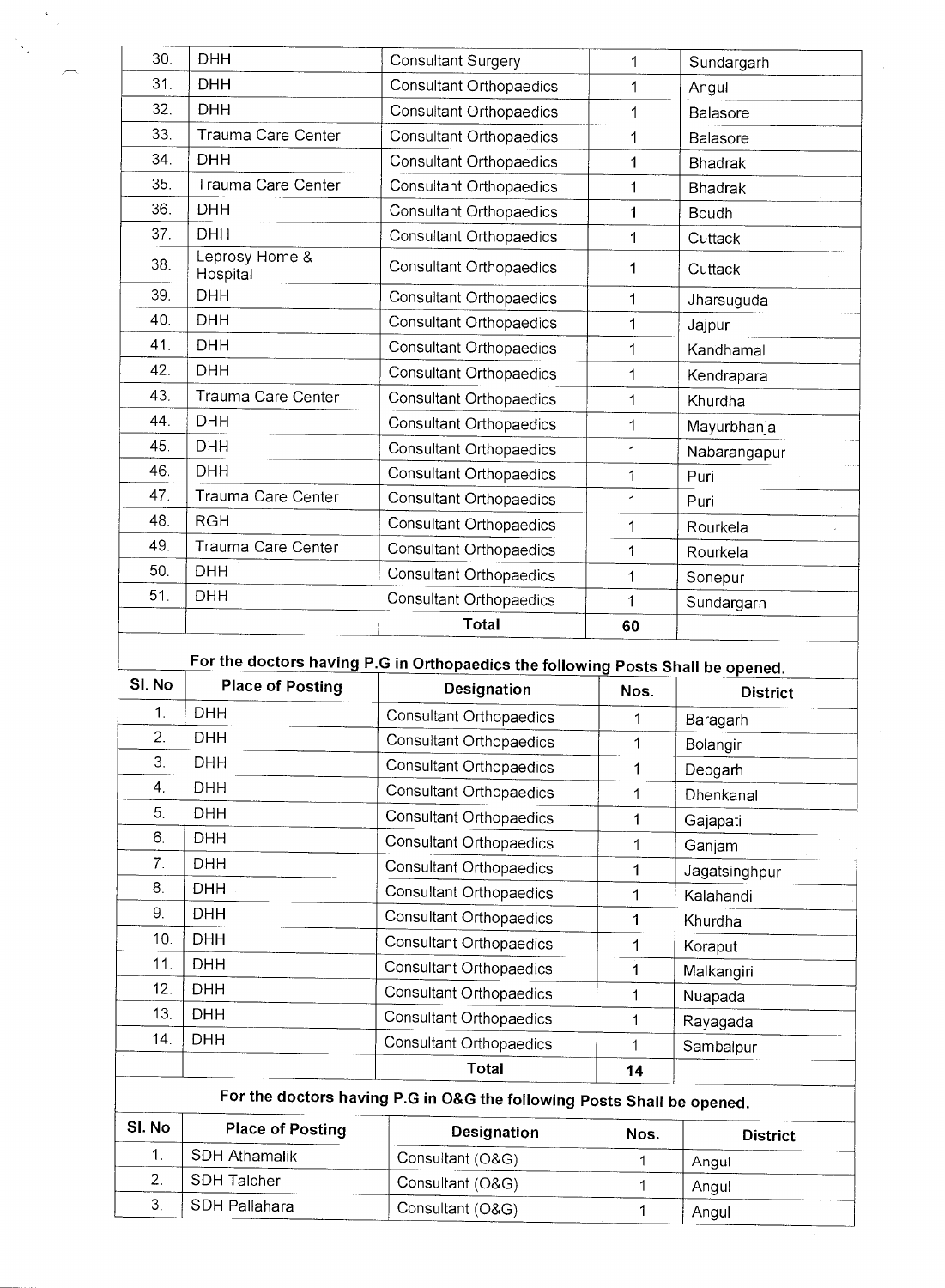| 30. | DHH | Consultant Surgery | 1 | Sundargarh |
|---|---|---|---|---|
| 31. | DHH | Consultant Orthopaedics | 1 | Angul |
| 32. | DHH | Consultant Orthopaedics | 1 | Balasore |
| 33. | Trauma Care Center | Consultant Orthopaedics | 1 | Balasore |
| 34. | DHH | Consultant Orthopaedics | 1 | Bhadrak |
| 35. | Trauma Care Center | Consultant Orthopaedics | 1 | Bhadrak |
| 36. | DHH | Consultant Orthopaedics | 1 | Boudh |
| 37. | DHH | Consultant Orthopaedics | 1 | Cuttack |
| 38. | Leprosy Home & Hospital | Consultant Orthopaedics | 1 | Cuttack |
| 39. | DHH | Consultant Orthopaedics | 1 | Jharsuguda |
| 40. | DHH | Consultant Orthopaedics | 1 | Jajpur |
| 41. | DHH | Consultant Orthopaedics | 1 | Kandhamal |
| 42. | DHH | Consultant Orthopaedics | 1 | Kendrapara |
| 43. | Trauma Care Center | Consultant Orthopaedics | 1 | Khurdha |
| 44. | DHH | Consultant Orthopaedics | 1 | Mayurbhanja |
| 45. | DHH | Consultant Orthopaedics | 1 | Nabarangapur |
| 46. | DHH | Consultant Orthopaedics | 1 | Puri |
| 47. | Trauma Care Center | Consultant Orthopaedics | 1 | Puri |
| 48. | RGH | Consultant Orthopaedics | 1 | Rourkela |
| 49. | Trauma Care Center | Consultant Orthopaedics | 1 | Rourkela |
| 50. | DHH | Consultant Orthopaedics | 1 | Sonepur |
| 51. | DHH | Consultant Orthopaedics | 1 | Sundargarh |
| | | **Total** | **60** | |

**For the doctors having P.G in Orthopaedics the following Posts Shall be opened.**

| Sl. No | Place of Posting | Designation | Nos. | District |
|---|---|---|---|---|
| 1. | DHH | Consultant Orthopaedics | 1 | Baragarh |
| 2. | DHH | Consultant Orthopaedics | 1 | Bolangir |
| 3. | DHH | Consultant Orthopaedics | 1 | Deogarh |
| 4. | DHH | Consultant Orthopaedics | 1 | Dhenkanal |
| 5. | DHH | Consultant Orthopaedics | 1 | Gajapati |
| 6. | DHH | Consultant Orthopaedics | 1 | Ganjam |
| 7. | DHH | Consultant Orthopaedics | 1 | Jagatsinghpur |
| 8. | DHH | Consultant Orthopaedics | 1 | Kalahandi |
| 9. | DHH | Consultant Orthopaedics | 1 | Khurdha |
| 10. | DHH | Consultant Orthopaedics | 1 | Koraput |
| 11. | DHH | Consultant Orthopaedics | 1 | Malkangiri |
| 12. | DHH | Consultant Orthopaedics | 1 | Nuapada |
| 13. | DHH | Consultant Orthopaedics | 1 | Rayagada |
| 14. | DHH | Consultant Orthopaedics | 1 | Sambalpur |
| | | **Total** | **14** | |

**For the doctors having P.G in O&G the following Posts Shall be opened.**

| Sl. No | Place of Posting | Designation | Nos. | District |
|---|---|---|---|---|
| 1. | SDH Athamalik | Consultant (O&G) | 1 | Angul |
| 2. | SDH Talcher | Consultant (O&G) | 1 | Angul |
| 3. | SDH Pallahara | Consultant (O&G) | 1 | Angul |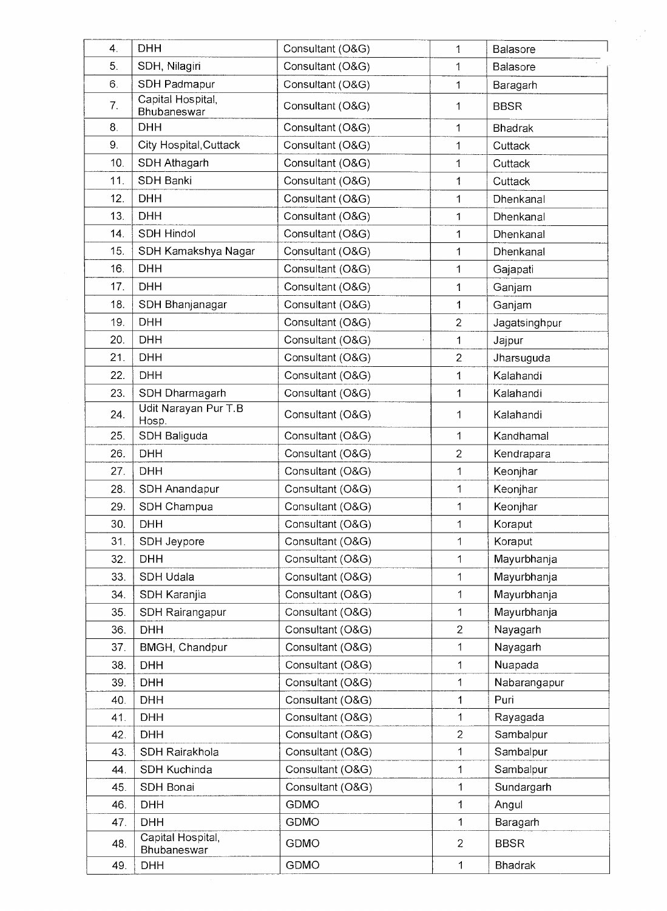| 4. | DHH | Consultant (O&G) | 1 | Balasore |
|---|---|---|---|---|
| 5. | SDH, Nilagiri | Consultant (O&G) | 1 | Balasore |
| 6. | SDH Padmapur | Consultant (O&G) | 1 | Baragarh |
| 7. | Capital Hospital, Bhubaneswar | Consultant (O&G) | 1 | BBSR |
| 8. | DHH | Consultant (O&G) | 1 | Bhadrak |
| 9. | City Hospital,Cuttack | Consultant (O&G) | 1 | Cuttack |
| 10. | SDH Athagarh | Consultant (O&G) | 1 | Cuttack |
| 11. | SDH Banki | Consultant (O&G) | 1 | Cuttack |
| 12. | DHH | Consultant (O&G) | 1 | Dhenkanal |
| 13. | DHH | Consultant (O&G) | 1 | Dhenkanal |
| 14. | SDH Hindol | Consultant (O&G) | 1 | Dhenkanal |
| 15. | SDH Kamakshya Nagar | Consultant (O&G) | 1 | Dhenkanal |
| 16. | DHH | Consultant (O&G) | 1 | Gajapati |
| 17. | DHH | Consultant (O&G) | 1 | Ganjam |
| 18. | SDH Bhanjanagar | Consultant (O&G) | 1 | Ganjam |
| 19. | DHH | Consultant (O&G) | 2 | Jagatsinghpur |
| 20. | DHH | Consultant (O&G) | 1 | Jajpur |
| 21. | DHH | Consultant (O&G) | 2 | Jharsuguda |
| 22. | DHH | Consultant (O&G) | 1 | Kalahandi |
| 23. | SDH Dharmagarh | Consultant (O&G) | 1 | Kalahandi |
| 24. | Udit Narayan Pur T.B Hosp. | Consultant (O&G) | 1 | Kalahandi |
| 25. | SDH Baliguda | Consultant (O&G) | 1 | Kandhamal |
| 26. | DHH | Consultant (O&G) | 2 | Kendrapara |
| 27. | DHH | Consultant (O&G) | 1 | Keonjhar |
| 28. | SDH Anandapur | Consultant (O&G) | 1 | Keonjhar |
| 29. | SDH Champua | Consultant (O&G) | 1 | Keonjhar |
| 30. | DHH | Consultant (O&G) | 1 | Koraput |
| 31. | SDH Jeypore | Consultant (O&G) | 1 | Koraput |
| 32. | DHH | Consultant (O&G) | 1 | Mayurbhanja |
| 33. | SDH Udala | Consultant (O&G) | 1 | Mayurbhanja |
| 34. | SDH Karanjia | Consultant (O&G) | 1 | Mayurbhanja |
| 35. | SDH Rairangapur | Consultant (O&G) | 1 | Mayurbhanja |
| 36. | DHH | Consultant (O&G) | 2 | Nayagarh |
| 37. | BMGH, Chandpur | Consultant (O&G) | 1 | Nayagarh |
| 38. | DHH | Consultant (O&G) | 1 | Nuapada |
| 39. | DHH | Consultant (O&G) | 1 | Nabarangapur |
| 40. | DHH | Consultant (O&G) | 1 | Puri |
| 41. | DHH | Consultant (O&G) | 1 | Rayagada |
| 42. | DHH | Consultant (O&G) | 2 | Sambalpur |
| 43. | SDH Rairakhola | Consultant (O&G) | 1 | Sambalpur |
| 44. | SDH Kuchinda | Consultant (O&G) | 1 | Sambalpur |
| 45. | SDH Bonai | Consultant (O&G) | 1 | Sundargarh |
| 46. | DHH | GDMO | 1 | Angul |
| 47. | DHH | GDMO | 1 | Baragarh |
| 48. | Capital Hospital, Bhubaneswar | GDMO | 2 | BBSR |
| 49. | DHH | GDMO | 1 | Bhadrak |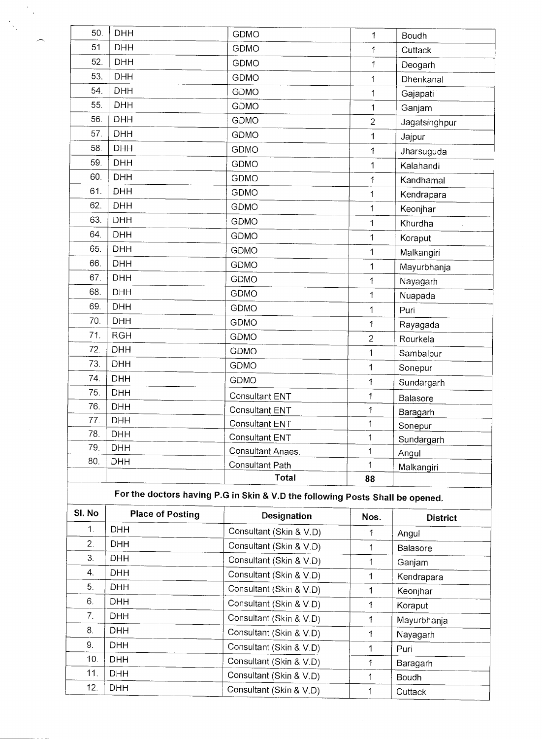| | | | | |
|---|---|---|---|---|
| 50. | DHH | GDMO | 1 | Boudh |
| 51. | DHH | GDMO | 1 | Cuttack |
| 52. | DHH | GDMO | 1 | Deogarh |
| 53. | DHH | GDMO | 1 | Dhenkanal |
| 54. | DHH | GDMO | 1 | Gajapati |
| 55. | DHH | GDMO | 1 | Ganjam |
| 56. | DHH | GDMO | 2 | Jagatsinghpur |
| 57. | DHH | GDMO | 1 | Jajpur |
| 58. | DHH | GDMO | 1 | Jharsuguda |
| 59. | DHH | GDMO | 1 | Kalahandi |
| 60. | DHH | GDMO | 1 | Kandhamal |
| 61. | DHH | GDMO | 1 | Kendrapara |
| 62. | DHH | GDMO | 1 | Keonjhar |
| 63. | DHH | GDMO | 1 | Khurdha |
| 64. | DHH | GDMO | 1 | Koraput |
| 65. | DHH | GDMO | 1 | Malkangiri |
| 66. | DHH | GDMO | 1 | Mayurbhanja |
| 67. | DHH | GDMO | 1 | Nayagarh |
| 68. | DHH | GDMO | 1 | Nuapada |
| 69. | DHH | GDMO | 1 | Puri |
| 70. | DHH | GDMO | 1 | Rayagada |
| 71. | RGH | GDMO | 2 | Rourkela |
| 72. | DHH | GDMO | 1 | Sambalpur |
| 73. | DHH | GDMO | 1 | Sonepur |
| 74. | DHH | GDMO | 1 | Sundargarh |
| 75. | DHH | Consultant ENT | 1 | Balasore |
| 76. | DHH | Consultant ENT | 1 | Baragarh |
| 77. | DHH | Consultant ENT | 1 | Sonepur |
| 78. | DHH | Consultant ENT | 1 | Sundargarh |
| 79. | DHH | Consultant Anaes. | 1 | Angul |
| 80. | DHH | Consultant Path | 1 | Malkangiri |
| | | **Total** | **88** | |

**For the doctors having P.G in Skin & V.D the following Posts Shall be opened.**

| Sl. No | Place of Posting | Designation | Nos. | District |
|---|---|---|---|---|
| 1. | DHH | Consultant (Skin & V.D) | 1 | Angul |
| 2. | DHH | Consultant (Skin & V.D) | 1 | Balasore |
| 3. | DHH | Consultant (Skin & V.D) | 1 | Ganjam |
| 4. | DHH | Consultant (Skin & V.D) | 1 | Kendrapara |
| 5. | DHH | Consultant (Skin & V.D) | 1 | Keonjhar |
| 6. | DHH | Consultant (Skin & V.D) | 1 | Koraput |
| 7. | DHH | Consultant (Skin & V.D) | 1 | Mayurbhanja |
| 8. | DHH | Consultant (Skin & V.D) | 1 | Nayagarh |
| 9. | DHH | Consultant (Skin & V.D) | 1 | Puri |
| 10. | DHH | Consultant (Skin & V.D) | 1 | Baragarh |
| 11. | DHH | Consultant (Skin & V.D) | 1 | Boudh |
| 12. | DHH | Consultant (Skin & V.D) | 1 | Cuttack |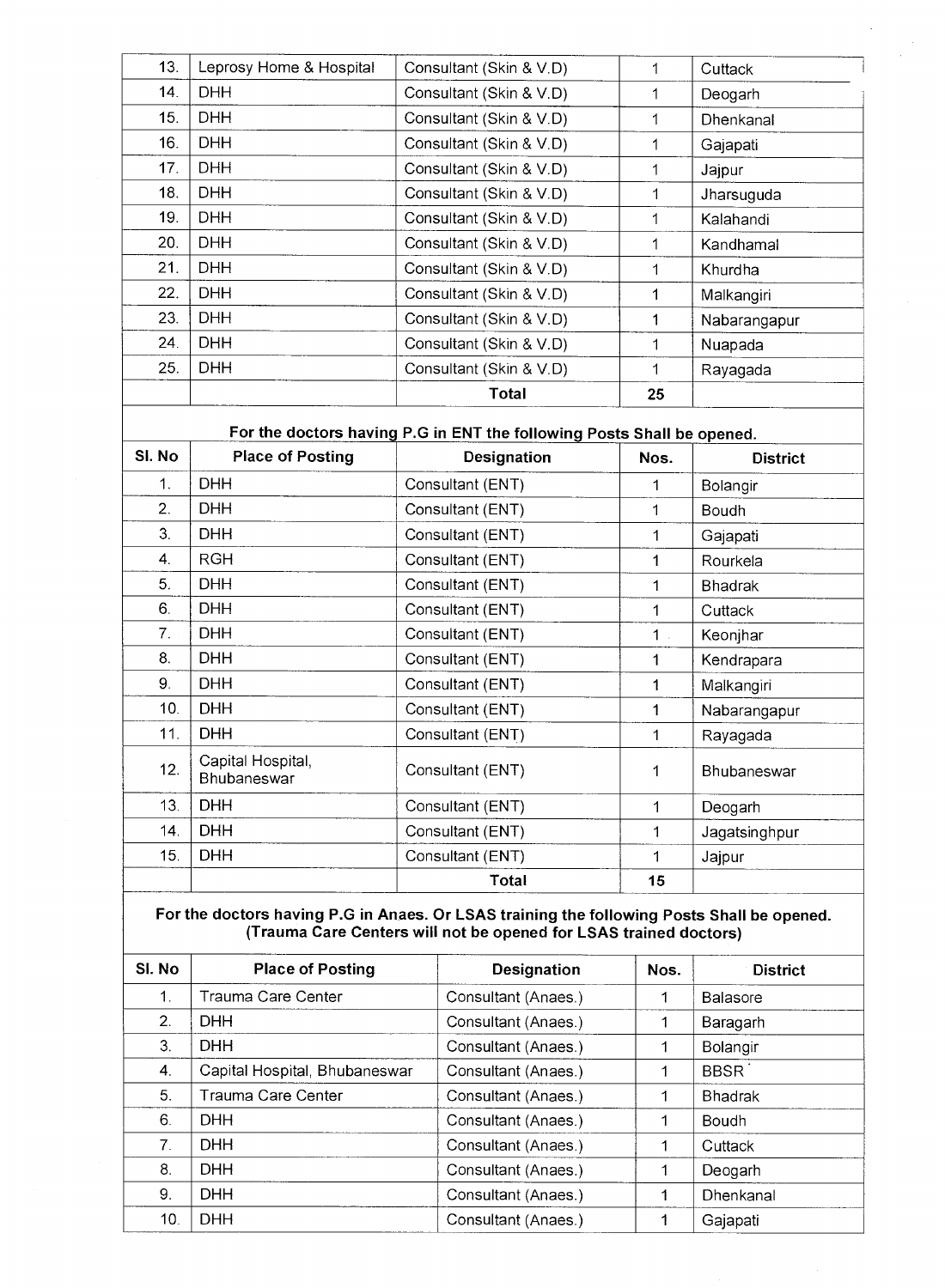| 13. | Leprosy Home & Hospital | Consultant (Skin & V.D) | 1 | Cuttack |
|---|---|---|---|---|
| 14. | DHH | Consultant (Skin & V.D) | 1 | Deogarh |
| 15. | DHH | Consultant (Skin & V.D) | 1 | Dhenkanal |
| 16. | DHH | Consultant (Skin & V.D) | 1 | Gajapati |
| 17. | DHH | Consultant (Skin & V.D) | 1 | Jajpur |
| 18. | DHH | Consultant (Skin & V.D) | 1 | Jharsuguda |
| 19. | DHH | Consultant (Skin & V.D) | 1 | Kalahandi |
| 20. | DHH | Consultant (Skin & V.D) | 1 | Kandhamal |
| 21. | DHH | Consultant (Skin & V.D) | 1 | Khurdha |
| 22. | DHH | Consultant (Skin & V.D) | 1 | Malkangiri |
| 23. | DHH | Consultant (Skin & V.D) | 1 | Nabarangapur |
| 24. | DHH | Consultant (Skin & V.D) | 1 | Nuapada |
| 25. | DHH | Consultant (Skin & V.D) | 1 | Rayagada |
| | | **Total** | **25** | |

**For the doctors having P.G in ENT the following Posts Shall be opened.**

| Sl. No | Place of Posting | Designation | Nos. | District |
|---|---|---|---|---|
| 1. | DHH | Consultant (ENT) | 1 | Bolangir |
| 2. | DHH | Consultant (ENT) | 1 | Boudh |
| 3. | DHH | Consultant (ENT) | 1 | Gajapati |
| 4. | RGH | Consultant (ENT) | 1 | Rourkela |
| 5. | DHH | Consultant (ENT) | 1 | Bhadrak |
| 6. | DHH | Consultant (ENT) | 1 | Cuttack |
| 7. | DHH | Consultant (ENT) | 1 | Keonjhar |
| 8. | DHH | Consultant (ENT) | 1 | Kendrapara |
| 9. | DHH | Consultant (ENT) | 1 | Malkangiri |
| 10. | DHH | Consultant (ENT) | 1 | Nabarangapur |
| 11. | DHH | Consultant (ENT) | 1 | Rayagada |
| 12. | Capital Hospital, Bhubaneswar | Consultant (ENT) | 1 | Bhubaneswar |
| 13. | DHH | Consultant (ENT) | 1 | Deogarh |
| 14. | DHH | Consultant (ENT) | 1 | Jagatsinghpur |
| 15. | DHH | Consultant (ENT) | 1 | Jajpur |
| | | **Total** | **15** | |

**For the doctors having P.G in Anaes. Or LSAS training the following Posts Shall be opened. (Trauma Care Centers will not be opened for LSAS trained doctors)**

| Sl. No | Place of Posting | Designation | Nos. | District |
|---|---|---|---|---|
| 1. | Trauma Care Center | Consultant (Anaes.) | 1 | Balasore |
| 2. | DHH | Consultant (Anaes.) | 1 | Baragarh |
| 3. | DHH | Consultant (Anaes.) | 1 | Bolangir |
| 4. | Capital Hospital, Bhubaneswar | Consultant (Anaes.) | 1 | BBSR |
| 5. | Trauma Care Center | Consultant (Anaes.) | 1 | Bhadrak |
| 6. | DHH | Consultant (Anaes.) | 1 | Boudh |
| 7. | DHH | Consultant (Anaes.) | 1 | Cuttack |
| 8. | DHH | Consultant (Anaes.) | 1 | Deogarh |
| 9. | DHH | Consultant (Anaes.) | 1 | Dhenkanal |
| 10. | DHH | Consultant (Anaes.) | 1 | Gajapati |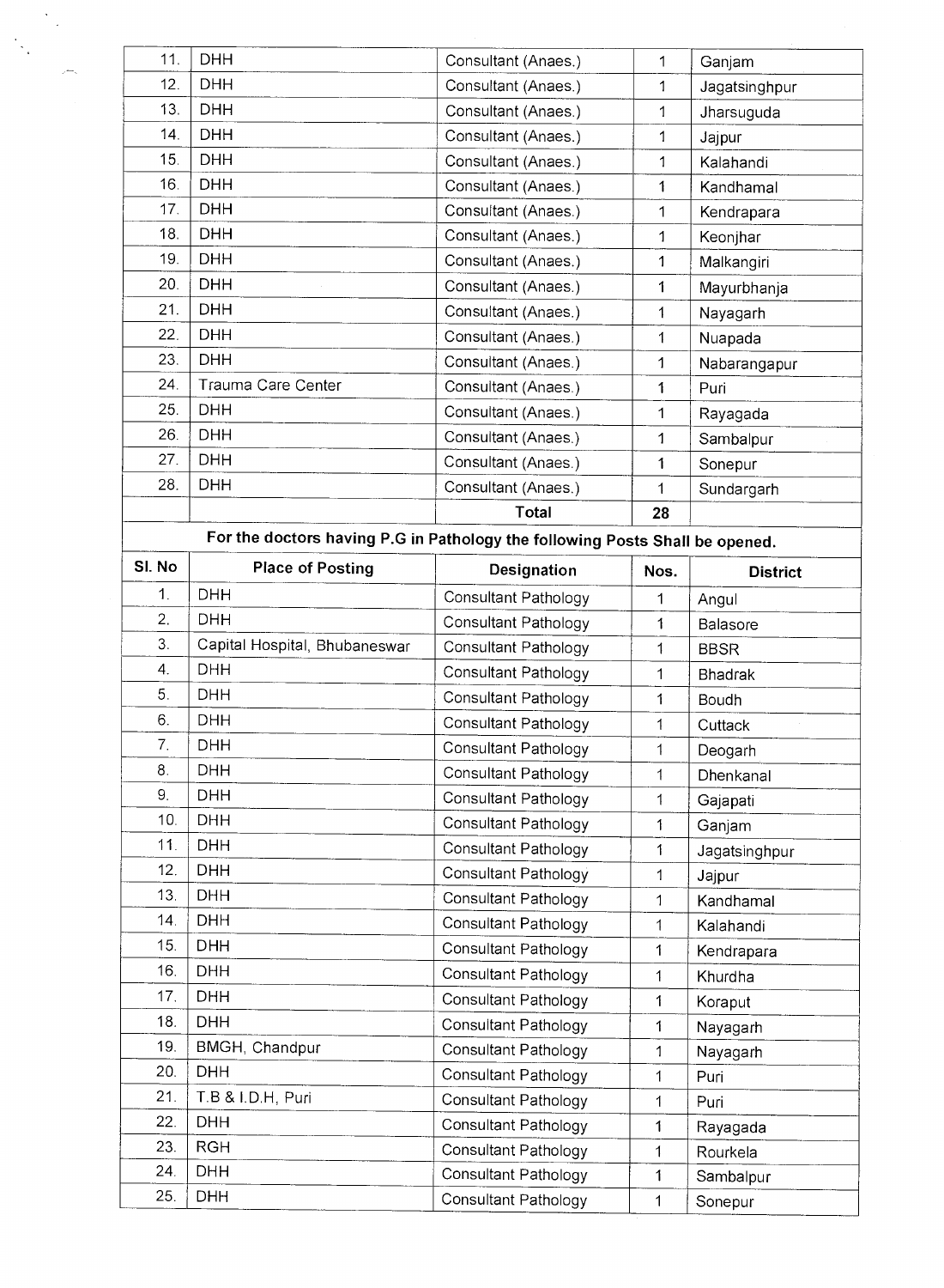| Sl. No | Place of Posting | Designation | Nos. | District |
|---|---|---|---|---|
| 11. | DHH | Consultant (Anaes.) | 1 | Ganjam |
| 12. | DHH | Consultant (Anaes.) | 1 | Jagatsinghpur |
| 13. | DHH | Consultant (Anaes.) | 1 | Jharsuguda |
| 14. | DHH | Consultant (Anaes.) | 1 | Jajpur |
| 15. | DHH | Consultant (Anaes.) | 1 | Kalahandi |
| 16. | DHH | Consultant (Anaes.) | 1 | Kandhamal |
| 17. | DHH | Consultant (Anaes.) | 1 | Kendrapara |
| 18. | DHH | Consultant (Anaes.) | 1 | Keonjhar |
| 19. | DHH | Consultant (Anaes.) | 1 | Malkangiri |
| 20. | DHH | Consultant (Anaes.) | 1 | Mayurbhanja |
| 21. | DHH | Consultant (Anaes.) | 1 | Nayagarh |
| 22. | DHH | Consultant (Anaes.) | 1 | Nuapada |
| 23. | DHH | Consultant (Anaes.) | 1 | Nabarangapur |
| 24. | Trauma Care Center | Consultant (Anaes.) | 1 | Puri |
| 25. | DHH | Consultant (Anaes.) | 1 | Rayagada |
| 26. | DHH | Consultant (Anaes.) | 1 | Sambalpur |
| 27. | DHH | Consultant (Anaes.) | 1 | Sonepur |
| 28. | DHH | Consultant (Anaes.) | 1 | Sundargarh |
| | | **Total** | **28** | |

**For the doctors having P.G in Pathology the following Posts Shall be opened.**

| Sl. No | Place of Posting | Designation | Nos. | District |
|---|---|---|---|---|
| 1. | DHH | Consultant Pathology | 1 | Angul |
| 2. | DHH | Consultant Pathology | 1 | Balasore |
| 3. | Capital Hospital, Bhubaneswar | Consultant Pathology | 1 | BBSR |
| 4. | DHH | Consultant Pathology | 1 | Bhadrak |
| 5. | DHH | Consultant Pathology | 1 | Boudh |
| 6. | DHH | Consultant Pathology | 1 | Cuttack |
| 7. | DHH | Consultant Pathology | 1 | Deogarh |
| 8. | DHH | Consultant Pathology | 1 | Dhenkanal |
| 9. | DHH | Consultant Pathology | 1 | Gajapati |
| 10. | DHH | Consultant Pathology | 1 | Ganjam |
| 11. | DHH | Consultant Pathology | 1 | Jagatsinghpur |
| 12. | DHH | Consultant Pathology | 1 | Jajpur |
| 13. | DHH | Consultant Pathology | 1 | Kandhamal |
| 14. | DHH | Consultant Pathology | 1 | Kalahandi |
| 15. | DHH | Consultant Pathology | 1 | Kendrapara |
| 16. | DHH | Consultant Pathology | 1 | Khurdha |
| 17. | DHH | Consultant Pathology | 1 | Koraput |
| 18. | DHH | Consultant Pathology | 1 | Nayagarh |
| 19. | BMGH, Chandpur | Consultant Pathology | 1 | Nayagarh |
| 20. | DHH | Consultant Pathology | 1 | Puri |
| 21. | T.B & I.D.H, Puri | Consultant Pathology | 1 | Puri |
| 22. | DHH | Consultant Pathology | 1 | Rayagada |
| 23. | RGH | Consultant Pathology | 1 | Rourkela |
| 24. | DHH | Consultant Pathology | 1 | Sambalpur |
| 25. | DHH | Consultant Pathology | 1 | Sonepur |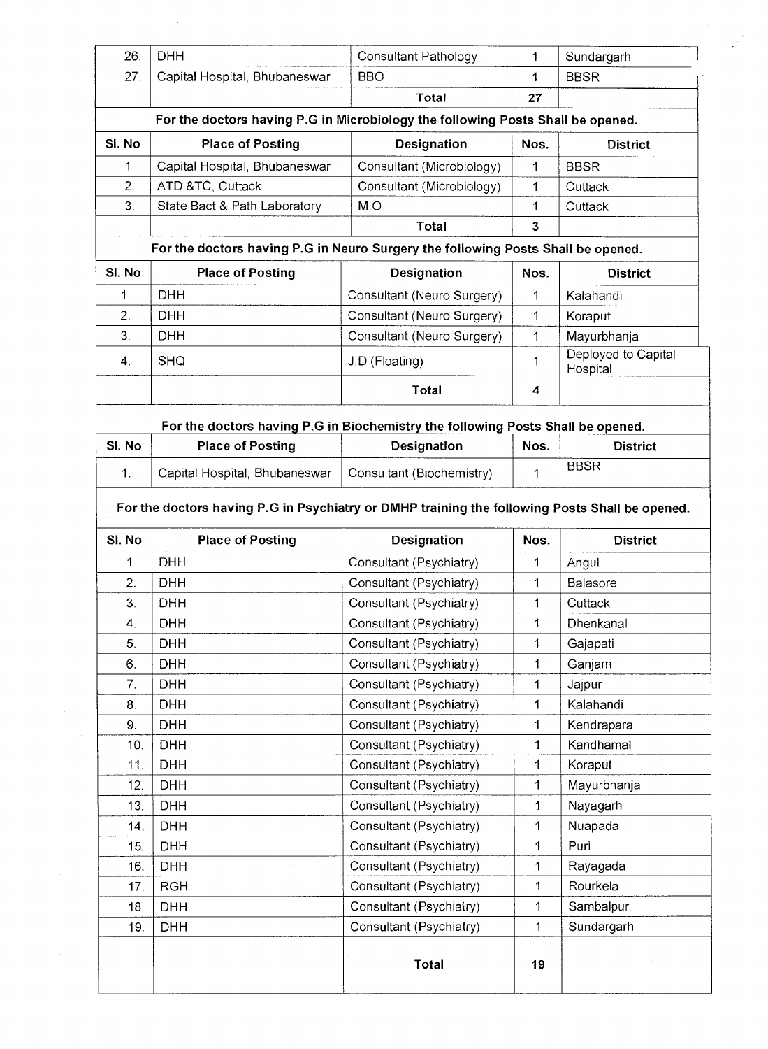| Sl. No | Place of Posting | Designation | Nos. | District |
|---|---|---|---|---|
| 26. | DHH | Consultant Pathology | 1 | Sundargarh |
| 27. | Capital Hospital, Bhubaneswar | BBO | 1 | BBSR |
| | | **Total** | **27** | |

**For the doctors having P.G in Microbiology the following Posts Shall be opened.**

| Sl. No | Place of Posting | Designation | Nos. | District |
|---|---|---|---|---|
| 1. | Capital Hospital, Bhubaneswar | Consultant (Microbiology) | 1 | BBSR |
| 2. | ATD &TC, Cuttack | Consultant (Microbiology) | 1 | Cuttack |
| 3. | State Bact & Path Laboratory | M.O | 1 | Cuttack |
| | | **Total** | **3** | |

**For the doctors having P.G in Neuro Surgery the following Posts Shall be opened.**

| Sl. No | Place of Posting | Designation | Nos. | District |
|---|---|---|---|---|
| 1. | DHH | Consultant (Neuro Surgery) | 1 | Kalahandi |
| 2. | DHH | Consultant (Neuro Surgery) | 1 | Koraput |
| 3. | DHH | Consultant (Neuro Surgery) | 1 | Mayurbhanja |
| 4. | SHQ | J.D (Floating) | 1 | Deployed to Capital Hospital |
| | | **Total** | **4** | |

**For the doctors having P.G in Biochemistry the following Posts Shall be opened.**

| Sl. No | Place of Posting | Designation | Nos. | District |
|---|---|---|---|---|
| 1. | Capital Hospital, Bhubaneswar | Consultant (Biochemistry) | 1 | BBSR |

**For the doctors having P.G in Psychiatry or DMHP training the following Posts Shall be opened.**

| Sl. No | Place of Posting | Designation | Nos. | District |
|---|---|---|---|---|
| 1. | DHH | Consultant (Psychiatry) | 1 | Angul |
| 2. | DHH | Consultant (Psychiatry) | 1 | Balasore |
| 3. | DHH | Consultant (Psychiatry) | 1 | Cuttack |
| 4. | DHH | Consultant (Psychiatry) | 1 | Dhenkanal |
| 5. | DHH | Consultant (Psychiatry) | 1 | Gajapati |
| 6. | DHH | Consultant (Psychiatry) | 1 | Ganjam |
| 7. | DHH | Consultant (Psychiatry) | 1 | Jajpur |
| 8. | DHH | Consultant (Psychiatry) | 1 | Kalahandi |
| 9. | DHH | Consultant (Psychiatry) | 1 | Kendrapara |
| 10. | DHH | Consultant (Psychiatry) | 1 | Kandhamal |
| 11. | DHH | Consultant (Psychiatry) | 1 | Koraput |
| 12. | DHH | Consultant (Psychiatry) | 1 | Mayurbhanja |
| 13. | DHH | Consultant (Psychiatry) | 1 | Nayagarh |
| 14. | DHH | Consultant (Psychiatry) | 1 | Nuapada |
| 15. | DHH | Consultant (Psychiatry) | 1 | Puri |
| 16. | DHH | Consultant (Psychiatry) | 1 | Rayagada |
| 17. | RGH | Consultant (Psychiatry) | 1 | Rourkela |
| 18. | DHH | Consultant (Psychiatry) | 1 | Sambalpur |
| 19. | DHH | Consultant (Psychiatry) | 1 | Sundargarh |
| | | **Total** | **19** | |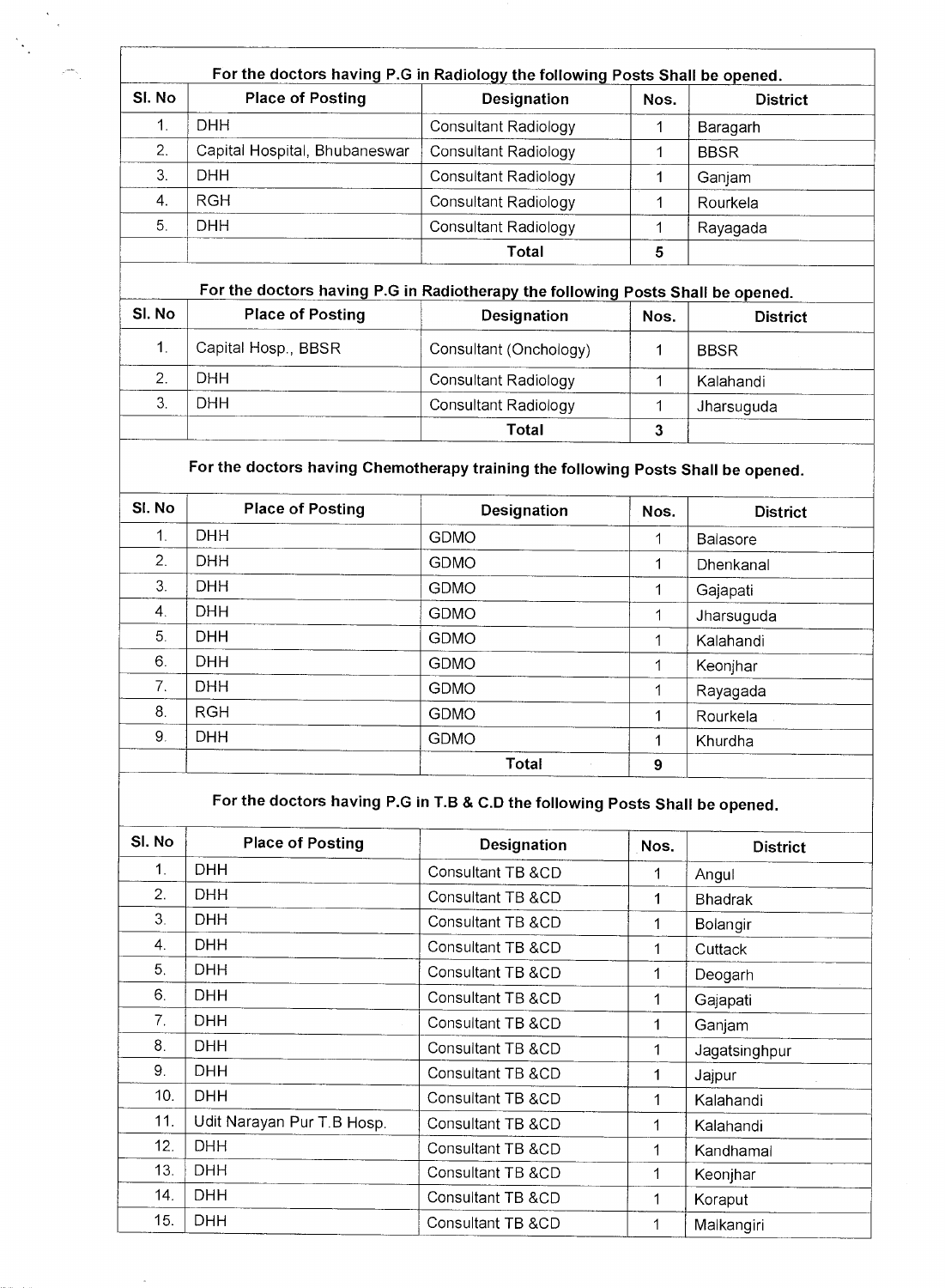**For the doctors having P.G in Radiology the following Posts Shall be opened.**

| Sl. No | Place of Posting | Designation | Nos. | District |
|---|---|---|---|---|
| 1. | DHH | Consultant Radiology | 1 | Baragarh |
| 2. | Capital Hospital, Bhubaneswar | Consultant Radiology | 1 | BBSR |
| 3. | DHH | Consultant Radiology | 1 | Ganjam |
| 4. | RGH | Consultant Radiology | 1 | Rourkela |
| 5. | DHH | Consultant Radiology | 1 | Rayagada |
| | | **Total** | **5** | |

**For the doctors having P.G in Radiotherapy the following Posts Shall be opened.**

| Sl. No | Place of Posting | Designation | Nos. | District |
|---|---|---|---|---|
| 1. | Capital Hosp., BBSR | Consultant (Onchology) | 1 | BBSR |
| 2. | DHH | Consultant Radiology | 1 | Kalahandi |
| 3. | DHH | Consultant Radiology | 1 | Jharsuguda |
| | | **Total** | **3** | |

**For the doctors having Chemotherapy training the following Posts Shall be opened.**

| Sl. No | Place of Posting | Designation | Nos. | District |
|---|---|---|---|---|
| 1. | DHH | GDMO | 1 | Balasore |
| 2. | DHH | GDMO | 1 | Dhenkanal |
| 3. | DHH | GDMO | 1 | Gajapati |
| 4. | DHH | GDMO | 1 | Jharsuguda |
| 5. | DHH | GDMO | 1 | Kalahandi |
| 6. | DHH | GDMO | 1 | Keonjhar |
| 7. | DHH | GDMO | 1 | Rayagada |
| 8. | RGH | GDMO | 1 | Rourkela |
| 9. | DHH | GDMO | 1 | Khurdha |
| | | **Total** | **9** | |

**For the doctors having P.G in T.B & C.D the following Posts Shall be opened.**

| Sl. No | Place of Posting | Designation | Nos. | District |
|---|---|---|---|---|
| 1. | DHH | Consultant TB &CD | 1 | Angul |
| 2. | DHH | Consultant TB &CD | 1 | Bhadrak |
| 3. | DHH | Consultant TB &CD | 1 | Bolangir |
| 4. | DHH | Consultant TB &CD | 1 | Cuttack |
| 5. | DHH | Consultant TB &CD | 1 | Deogarh |
| 6. | DHH | Consultant TB &CD | 1 | Gajapati |
| 7. | DHH | Consultant TB &CD | 1 | Ganjam |
| 8. | DHH | Consultant TB &CD | 1 | Jagatsinghpur |
| 9. | DHH | Consultant TB &CD | 1 | Jajpur |
| 10. | DHH | Consultant TB &CD | 1 | Kalahandi |
| 11. | Udit Narayan Pur T.B Hosp. | Consultant TB &CD | 1 | Kalahandi |
| 12. | DHH | Consultant TB &CD | 1 | Kandhamal |
| 13. | DHH | Consultant TB &CD | 1 | Keonjhar |
| 14. | DHH | Consultant TB &CD | 1 | Koraput |
| 15. | DHH | Consultant TB &CD | 1 | Malkangiri |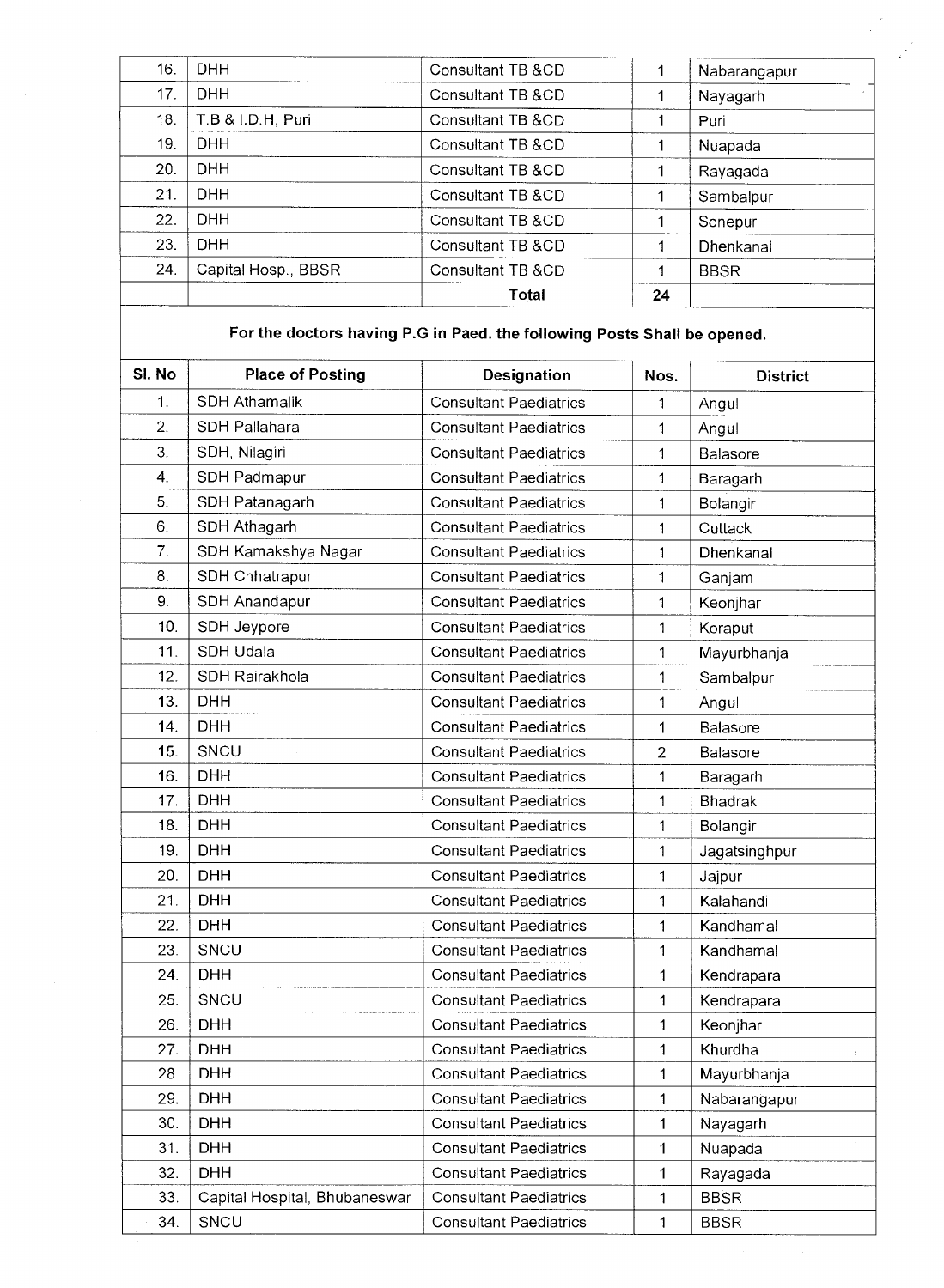| | | | | |
|---|---|---|---|---|
| 16. | DHH | Consultant TB &CD | 1 | Nabarangapur |
| 17. | DHH | Consultant TB &CD | 1 | Nayagarh |
| 18. | T.B & I.D.H, Puri | Consultant TB &CD | 1 | Puri |
| 19. | DHH | Consultant TB &CD | 1 | Nuapada |
| 20. | DHH | Consultant TB &CD | 1 | Rayagada |
| 21. | DHH | Consultant TB &CD | 1 | Sambalpur |
| 22. | DHH | Consultant TB &CD | 1 | Sonepur |
| 23. | DHH | Consultant TB &CD | 1 | Dhenkanal |
| 24. | Capital Hosp., BBSR | Consultant TB &CD | 1 | BBSR |
| | | **Total** | **24** | |

**For the doctors having P.G in Paed. the following Posts Shall be opened.**

| Sl. No | Place of Posting | Designation | Nos. | District |
|---|---|---|---|---|
| 1. | SDH Athamalik | Consultant Paediatrics | 1 | Angul |
| 2. | SDH Pallahara | Consultant Paediatrics | 1 | Angul |
| 3. | SDH, Nilagiri | Consultant Paediatrics | 1 | Balasore |
| 4. | SDH Padmapur | Consultant Paediatrics | 1 | Baragarh |
| 5. | SDH Patanagarh | Consultant Paediatrics | 1 | Bolangir |
| 6. | SDH Athagarh | Consultant Paediatrics | 1 | Cuttack |
| 7. | SDH Kamakshya Nagar | Consultant Paediatrics | 1 | Dhenkanal |
| 8. | SDH Chhatrapur | Consultant Paediatrics | 1 | Ganjam |
| 9. | SDH Anandapur | Consultant Paediatrics | 1 | Keonjhar |
| 10. | SDH Jeypore | Consultant Paediatrics | 1 | Koraput |
| 11. | SDH Udala | Consultant Paediatrics | 1 | Mayurbhanja |
| 12. | SDH Rairakhola | Consultant Paediatrics | 1 | Sambalpur |
| 13. | DHH | Consultant Paediatrics | 1 | Angul |
| 14. | DHH | Consultant Paediatrics | 1 | Balasore |
| 15. | SNCU | Consultant Paediatrics | 2 | Balasore |
| 16. | DHH | Consultant Paediatrics | 1 | Baragarh |
| 17. | DHH | Consultant Paediatrics | 1 | Bhadrak |
| 18. | DHH | Consultant Paediatrics | 1 | Bolangir |
| 19. | DHH | Consultant Paediatrics | 1 | Jagatsinghpur |
| 20. | DHH | Consultant Paediatrics | 1 | Jajpur |
| 21. | DHH | Consultant Paediatrics | 1 | Kalahandi |
| 22. | DHH | Consultant Paediatrics | 1 | Kandhamal |
| 23. | SNCU | Consultant Paediatrics | 1 | Kandhamal |
| 24. | DHH | Consultant Paediatrics | 1 | Kendrapara |
| 25. | SNCU | Consultant Paediatrics | 1 | Kendrapara |
| 26. | DHH | Consultant Paediatrics | 1 | Keonjhar |
| 27. | DHH | Consultant Paediatrics | 1 | Khurdha |
| 28. | DHH | Consultant Paediatrics | 1 | Mayurbhanja |
| 29. | DHH | Consultant Paediatrics | 1 | Nabarangapur |
| 30. | DHH | Consultant Paediatrics | 1 | Nayagarh |
| 31. | DHH | Consultant Paediatrics | 1 | Nuapada |
| 32. | DHH | Consultant Paediatrics | 1 | Rayagada |
| 33. | Capital Hospital, Bhubaneswar | Consultant Paediatrics | 1 | BBSR |
| 34. | SNCU | Consultant Paediatrics | 1 | BBSR |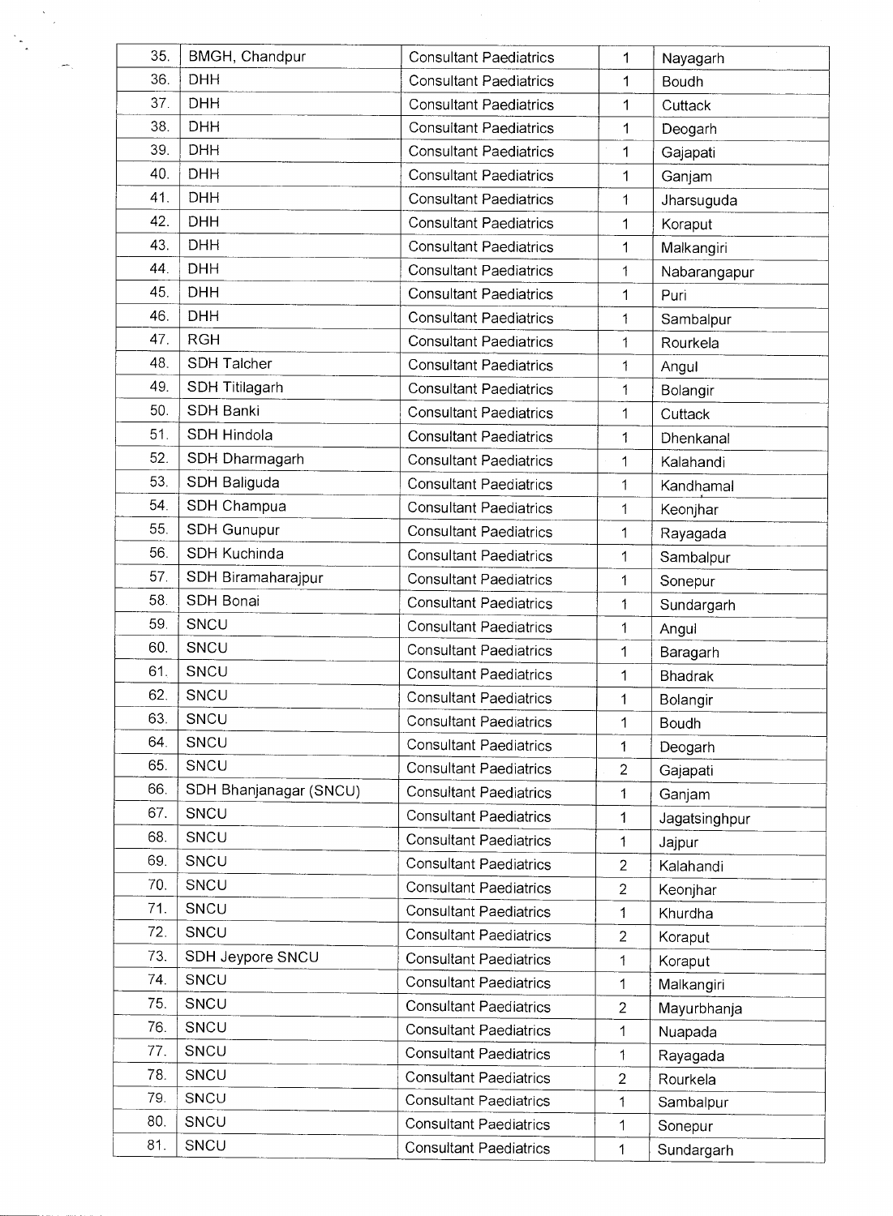| | | | | |
|---|---|---|---|---|
| 35. | BMGH, Chandpur | Consultant Paediatrics | 1 | Nayagarh |
| 36. | DHH | Consultant Paediatrics | 1 | Boudh |
| 37. | DHH | Consultant Paediatrics | 1 | Cuttack |
| 38. | DHH | Consultant Paediatrics | 1 | Deogarh |
| 39. | DHH | Consultant Paediatrics | 1 | Gajapati |
| 40. | DHH | Consultant Paediatrics | 1 | Ganjam |
| 41. | DHH | Consultant Paediatrics | 1 | Jharsuguda |
| 42. | DHH | Consultant Paediatrics | 1 | Koraput |
| 43. | DHH | Consultant Paediatrics | 1 | Malkangiri |
| 44. | DHH | Consultant Paediatrics | 1 | Nabarangapur |
| 45. | DHH | Consultant Paediatrics | 1 | Puri |
| 46. | DHH | Consultant Paediatrics | 1 | Sambalpur |
| 47. | RGH | Consultant Paediatrics | 1 | Rourkela |
| 48. | SDH Talcher | Consultant Paediatrics | 1 | Angul |
| 49. | SDH Titilagarh | Consultant Paediatrics | 1 | Bolangir |
| 50. | SDH Banki | Consultant Paediatrics | 1 | Cuttack |
| 51. | SDH Hindola | Consultant Paediatrics | 1 | Dhenkanal |
| 52. | SDH Dharmagarh | Consultant Paediatrics | 1 | Kalahandi |
| 53. | SDH Baliguda | Consultant Paediatrics | 1 | Kandhamal |
| 54. | SDH Champua | Consultant Paediatrics | 1 | Keonjhar |
| 55. | SDH Gunupur | Consultant Paediatrics | 1 | Rayagada |
| 56. | SDH Kuchinda | Consultant Paediatrics | 1 | Sambalpur |
| 57. | SDH Biramaharajpur | Consultant Paediatrics | 1 | Sonepur |
| 58. | SDH Bonai | Consultant Paediatrics | 1 | Sundargarh |
| 59. | SNCU | Consultant Paediatrics | 1 | Angul |
| 60. | SNCU | Consultant Paediatrics | 1 | Baragarh |
| 61. | SNCU | Consultant Paediatrics | 1 | Bhadrak |
| 62. | SNCU | Consultant Paediatrics | 1 | Bolangir |
| 63. | SNCU | Consultant Paediatrics | 1 | Boudh |
| 64. | SNCU | Consultant Paediatrics | 1 | Deogarh |
| 65. | SNCU | Consultant Paediatrics | 2 | Gajapati |
| 66. | SDH Bhanjanagar (SNCU) | Consultant Paediatrics | 1 | Ganjam |
| 67. | SNCU | Consultant Paediatrics | 1 | Jagatsinghpur |
| 68. | SNCU | Consultant Paediatrics | 1 | Jajpur |
| 69. | SNCU | Consultant Paediatrics | 2 | Kalahandi |
| 70. | SNCU | Consultant Paediatrics | 2 | Keonjhar |
| 71. | SNCU | Consultant Paediatrics | 1 | Khurdha |
| 72. | SNCU | Consultant Paediatrics | 2 | Koraput |
| 73. | SDH Jeypore SNCU | Consultant Paediatrics | 1 | Koraput |
| 74. | SNCU | Consultant Paediatrics | 1 | Malkangiri |
| 75. | SNCU | Consultant Paediatrics | 2 | Mayurbhanja |
| 76. | SNCU | Consultant Paediatrics | 1 | Nuapada |
| 77. | SNCU | Consultant Paediatrics | 1 | Rayagada |
| 78. | SNCU | Consultant Paediatrics | 2 | Rourkela |
| 79. | SNCU | Consultant Paediatrics | 1 | Sambalpur |
| 80. | SNCU | Consultant Paediatrics | 1 | Sonepur |
| 81. | SNCU | Consultant Paediatrics | 1 | Sundargarh |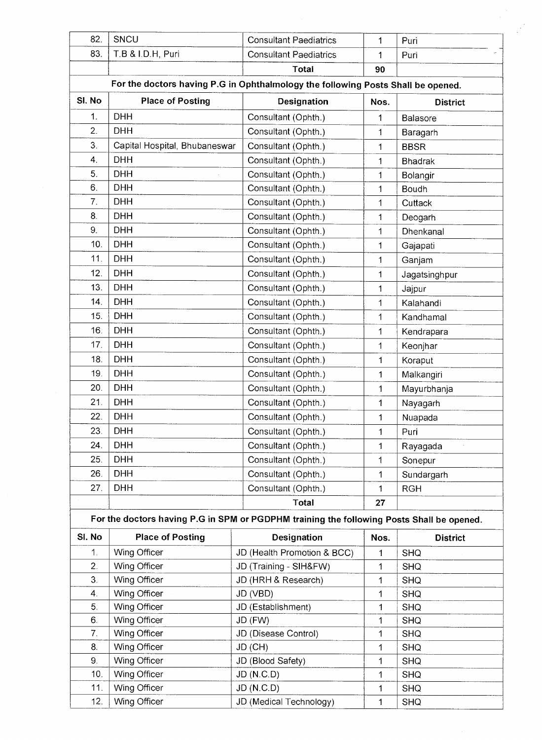| 82. | SNCU | Consultant Paediatrics | 1 | Puri |
|---|---|---|---|---|
| 83. | T.B & I.D.H, Puri | Consultant Paediatrics | 1 | Puri |
| | | **Total** | **90** | |

**For the doctors having P.G in Ophthalmology the following Posts Shall be opened.**

| Sl. No | Place of Posting | Designation | Nos. | District |
|---|---|---|---|---|
| 1. | DHH | Consultant (Ophth.) | 1 | Balasore |
| 2. | DHH | Consultant (Ophth.) | 1 | Baragarh |
| 3. | Capital Hospital, Bhubaneswar | Consultant (Ophth.) | 1 | BBSR |
| 4. | DHH | Consultant (Ophth.) | 1 | Bhadrak |
| 5. | DHH | Consultant (Ophth.) | 1 | Bolangir |
| 6. | DHH | Consultant (Ophth.) | 1 | Boudh |
| 7. | DHH | Consultant (Ophth.) | 1 | Cuttack |
| 8. | DHH | Consultant (Ophth.) | 1 | Deogarh |
| 9. | DHH | Consultant (Ophth.) | 1 | Dhenkanal |
| 10. | DHH | Consultant (Ophth.) | 1 | Gajapati |
| 11. | DHH | Consultant (Ophth.) | 1 | Ganjam |
| 12. | DHH | Consultant (Ophth.) | 1 | Jagatsinghpur |
| 13. | DHH | Consultant (Ophth.) | 1 | Jajpur |
| 14. | DHH | Consultant (Ophth.) | 1 | Kalahandi |
| 15. | DHH | Consultant (Ophth.) | 1 | Kandhamal |
| 16. | DHH | Consultant (Ophth.) | 1 | Kendrapara |
| 17. | DHH | Consultant (Ophth.) | 1 | Keonjhar |
| 18. | DHH | Consultant (Ophth.) | 1 | Koraput |
| 19. | DHH | Consultant (Ophth.) | 1 | Malkangiri |
| 20. | DHH | Consultant (Ophth.) | 1 | Mayurbhanja |
| 21. | DHH | Consultant (Ophth.) | 1 | Nayagarh |
| 22. | DHH | Consultant (Ophth.) | 1 | Nuapada |
| 23. | DHH | Consultant (Ophth.) | 1 | Puri |
| 24. | DHH | Consultant (Ophth.) | 1 | Rayagada |
| 25. | DHH | Consultant (Ophth.) | 1 | Sonepur |
| 26. | DHH | Consultant (Ophth.) | 1 | Sundargarh |
| 27. | DHH | Consultant (Ophth.) | 1 | RGH |
| | | **Total** | **27** | |

**For the doctors having P.G in SPM or PGDPHM training the following Posts Shall be opened.**

| Sl. No | Place of Posting | Designation | Nos. | District |
|---|---|---|---|---|
| 1. | Wing Officer | JD (Health Promotion & BCC) | 1 | SHQ |
| 2. | Wing Officer | JD (Training - SIH&FW) | 1 | SHQ |
| 3. | Wing Officer | JD (HRH & Research) | 1 | SHQ |
| 4. | Wing Officer | JD (VBD) | 1 | SHQ |
| 5. | Wing Officer | JD (Establishment) | 1 | SHQ |
| 6. | Wing Officer | JD (FW) | 1 | SHQ |
| 7. | Wing Officer | JD (Disease Control) | 1 | SHQ |
| 8. | Wing Officer | JD (CH) | 1 | SHQ |
| 9. | Wing Officer | JD (Blood Safety) | 1 | SHQ |
| 10. | Wing Officer | JD (N.C.D) | 1 | SHQ |
| 11. | Wing Officer | JD (N.C.D) | 1 | SHQ |
| 12. | Wing Officer | JD (Medical Technology) | 1 | SHQ |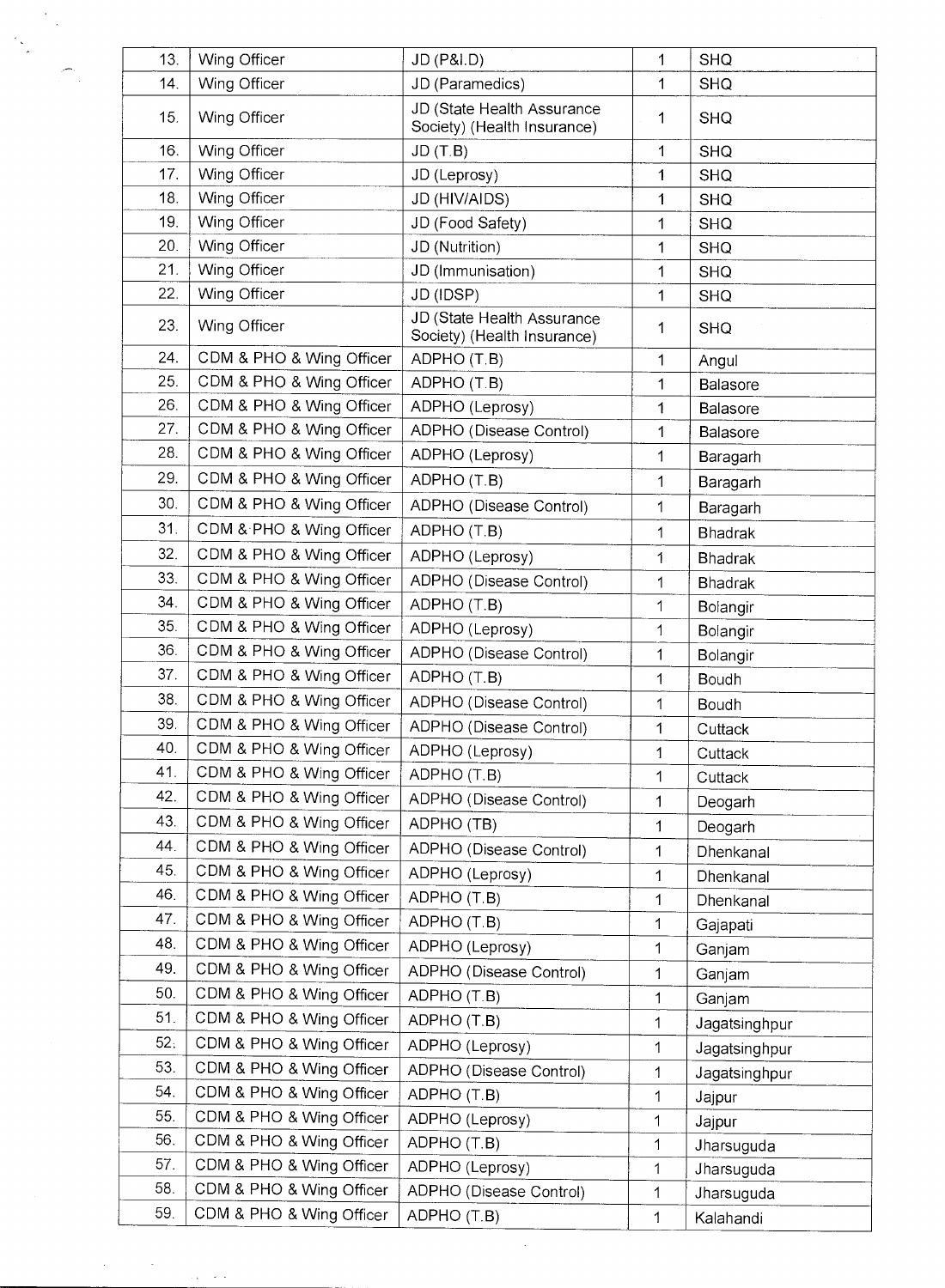| 13. | Wing Officer | JD (P&I.D) | 1 | SHQ |
|---|---|---|---|---|
| 14. | Wing Officer | JD (Paramedics) | 1 | SHQ |
| 15. | Wing Officer | JD (State Health Assurance Society) (Health Insurance) | 1 | SHQ |
| 16. | Wing Officer | JD (T.B) | 1 | SHQ |
| 17. | Wing Officer | JD (Leprosy) | 1 | SHQ |
| 18. | Wing Officer | JD (HIV/AIDS) | 1 | SHQ |
| 19. | Wing Officer | JD (Food Safety) | 1 | SHQ |
| 20. | Wing Officer | JD (Nutrition) | 1 | SHQ |
| 21. | Wing Officer | JD (Immunisation) | 1 | SHQ |
| 22. | Wing Officer | JD (IDSP) | 1 | SHQ |
| 23. | Wing Officer | JD (State Health Assurance Society) (Health Insurance) | 1 | SHQ |
| 24. | CDM & PHO & Wing Officer | ADPHO (T.B) | 1 | Angul |
| 25. | CDM & PHO & Wing Officer | ADPHO (T.B) | 1 | Balasore |
| 26. | CDM & PHO & Wing Officer | ADPHO (Leprosy) | 1 | Balasore |
| 27. | CDM & PHO & Wing Officer | ADPHO (Disease Control) | 1 | Balasore |
| 28. | CDM & PHO & Wing Officer | ADPHO (Leprosy) | 1 | Baragarh |
| 29. | CDM & PHO & Wing Officer | ADPHO (T.B) | 1 | Baragarh |
| 30. | CDM & PHO & Wing Officer | ADPHO (Disease Control) | 1 | Baragarh |
| 31. | CDM & PHO & Wing Officer | ADPHO (T.B) | 1 | Bhadrak |
| 32. | CDM & PHO & Wing Officer | ADPHO (Leprosy) | 1 | Bhadrak |
| 33. | CDM & PHO & Wing Officer | ADPHO (Disease Control) | 1 | Bhadrak |
| 34. | CDM & PHO & Wing Officer | ADPHO (T.B) | 1 | Bolangir |
| 35. | CDM & PHO & Wing Officer | ADPHO (Leprosy) | 1 | Bolangir |
| 36. | CDM & PHO & Wing Officer | ADPHO (Disease Control) | 1 | Bolangir |
| 37. | CDM & PHO & Wing Officer | ADPHO (T.B) | 1 | Boudh |
| 38. | CDM & PHO & Wing Officer | ADPHO (Disease Control) | 1 | Boudh |
| 39. | CDM & PHO & Wing Officer | ADPHO (Disease Control) | 1 | Cuttack |
| 40. | CDM & PHO & Wing Officer | ADPHO (Leprosy) | 1 | Cuttack |
| 41. | CDM & PHO & Wing Officer | ADPHO (T.B) | 1 | Cuttack |
| 42. | CDM & PHO & Wing Officer | ADPHO (Disease Control) | 1 | Deogarh |
| 43. | CDM & PHO & Wing Officer | ADPHO (TB) | 1 | Deogarh |
| 44. | CDM & PHO & Wing Officer | ADPHO (Disease Control) | 1 | Dhenkanal |
| 45. | CDM & PHO & Wing Officer | ADPHO (Leprosy) | 1 | Dhenkanal |
| 46. | CDM & PHO & Wing Officer | ADPHO (T.B) | 1 | Dhenkanal |
| 47. | CDM & PHO & Wing Officer | ADPHO (T.B) | 1 | Gajapati |
| 48. | CDM & PHO & Wing Officer | ADPHO (Leprosy) | 1 | Ganjam |
| 49. | CDM & PHO & Wing Officer | ADPHO (Disease Control) | 1 | Ganjam |
| 50. | CDM & PHO & Wing Officer | ADPHO (T.B) | 1 | Ganjam |
| 51. | CDM & PHO & Wing Officer | ADPHO (T.B) | 1 | Jagatsinghpur |
| 52. | CDM & PHO & Wing Officer | ADPHO (Leprosy) | 1 | Jagatsinghpur |
| 53. | CDM & PHO & Wing Officer | ADPHO (Disease Control) | 1 | Jagatsinghpur |
| 54. | CDM & PHO & Wing Officer | ADPHO (T.B) | 1 | Jajpur |
| 55. | CDM & PHO & Wing Officer | ADPHO (Leprosy) | 1 | Jajpur |
| 56. | CDM & PHO & Wing Officer | ADPHO (T.B) | 1 | Jharsuguda |
| 57. | CDM & PHO & Wing Officer | ADPHO (Leprosy) | 1 | Jharsuguda |
| 58. | CDM & PHO & Wing Officer | ADPHO (Disease Control) | 1 | Jharsuguda |
| 59. | CDM & PHO & Wing Officer | ADPHO (T.B) | 1 | Kalahandi |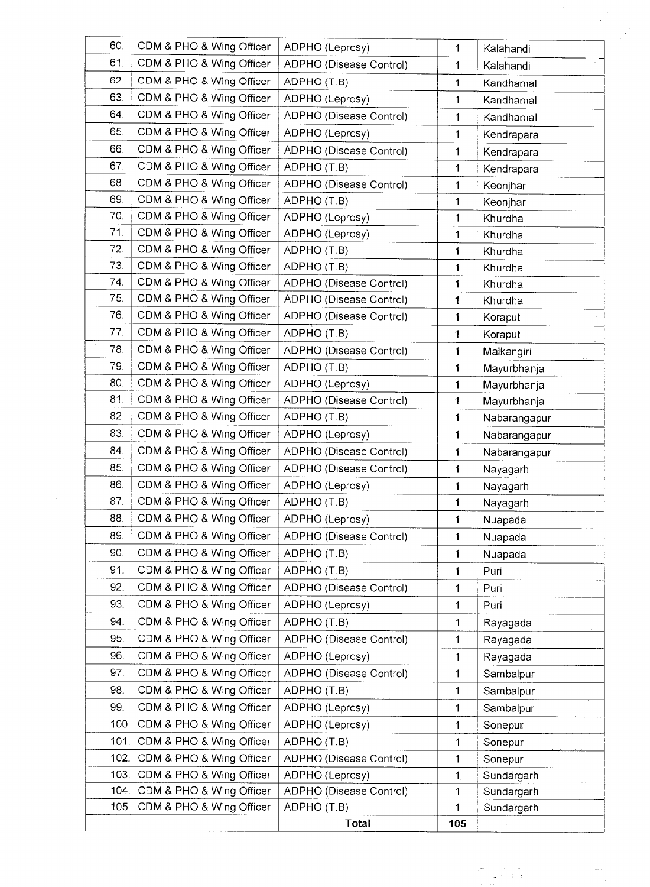| 60. | CDM & PHO & Wing Officer | ADPHO (Leprosy) | 1 | Kalahandi |
|---|---|---|---|---|
| 61. | CDM & PHO & Wing Officer | ADPHO (Disease Control) | 1 | Kalahandi |
| 62. | CDM & PHO & Wing Officer | ADPHO (T.B) | 1 | Kandhamal |
| 63. | CDM & PHO & Wing Officer | ADPHO (Leprosy) | 1 | Kandhamal |
| 64. | CDM & PHO & Wing Officer | ADPHO (Disease Control) | 1 | Kandhamal |
| 65. | CDM & PHO & Wing Officer | ADPHO (Leprosy) | 1 | Kendrapara |
| 66. | CDM & PHO & Wing Officer | ADPHO (Disease Control) | 1 | Kendrapara |
| 67. | CDM & PHO & Wing Officer | ADPHO (T.B) | 1 | Kendrapara |
| 68. | CDM & PHO & Wing Officer | ADPHO (Disease Control) | 1 | Keonjhar |
| 69. | CDM & PHO & Wing Officer | ADPHO (T.B) | 1 | Keonjhar |
| 70. | CDM & PHO & Wing Officer | ADPHO (Leprosy) | 1 | Khurdha |
| 71. | CDM & PHO & Wing Officer | ADPHO (Leprosy) | 1 | Khurdha |
| 72. | CDM & PHO & Wing Officer | ADPHO (T.B) | 1 | Khurdha |
| 73. | CDM & PHO & Wing Officer | ADPHO (T.B) | 1 | Khurdha |
| 74. | CDM & PHO & Wing Officer | ADPHO (Disease Control) | 1 | Khurdha |
| 75. | CDM & PHO & Wing Officer | ADPHO (Disease Control) | 1 | Khurdha |
| 76. | CDM & PHO & Wing Officer | ADPHO (Disease Control) | 1 | Koraput |
| 77. | CDM & PHO & Wing Officer | ADPHO (T.B) | 1 | Koraput |
| 78. | CDM & PHO & Wing Officer | ADPHO (Disease Control) | 1 | Malkangiri |
| 79. | CDM & PHO & Wing Officer | ADPHO (T.B) | 1 | Mayurbhanja |
| 80. | CDM & PHO & Wing Officer | ADPHO (Leprosy) | 1 | Mayurbhanja |
| 81. | CDM & PHO & Wing Officer | ADPHO (Disease Control) | 1 | Mayurbhanja |
| 82. | CDM & PHO & Wing Officer | ADPHO (T.B) | 1 | Nabarangapur |
| 83. | CDM & PHO & Wing Officer | ADPHO (Leprosy) | 1 | Nabarangapur |
| 84. | CDM & PHO & Wing Officer | ADPHO (Disease Control) | 1 | Nabarangapur |
| 85. | CDM & PHO & Wing Officer | ADPHO (Disease Control) | 1 | Nayagarh |
| 86. | CDM & PHO & Wing Officer | ADPHO (Leprosy) | 1 | Nayagarh |
| 87. | CDM & PHO & Wing Officer | ADPHO (T.B) | 1 | Nayagarh |
| 88. | CDM & PHO & Wing Officer | ADPHO (Leprosy) | 1 | Nuapada |
| 89. | CDM & PHO & Wing Officer | ADPHO (Disease Control) | 1 | Nuapada |
| 90. | CDM & PHO & Wing Officer | ADPHO (T.B) | 1 | Nuapada |
| 91. | CDM & PHO & Wing Officer | ADPHO (T.B) | 1 | Puri |
| 92. | CDM & PHO & Wing Officer | ADPHO (Disease Control) | 1 | Puri |
| 93. | CDM & PHO & Wing Officer | ADPHO (Leprosy) | 1 | Puri |
| 94. | CDM & PHO & Wing Officer | ADPHO (T.B) | 1 | Rayagada |
| 95. | CDM & PHO & Wing Officer | ADPHO (Disease Control) | 1 | Rayagada |
| 96. | CDM & PHO & Wing Officer | ADPHO (Leprosy) | 1 | Rayagada |
| 97. | CDM & PHO & Wing Officer | ADPHO (Disease Control) | 1 | Sambalpur |
| 98. | CDM & PHO & Wing Officer | ADPHO (T.B) | 1 | Sambalpur |
| 99. | CDM & PHO & Wing Officer | ADPHO (Leprosy) | 1 | Sambalpur |
| 100. | CDM & PHO & Wing Officer | ADPHO (Leprosy) | 1 | Sonepur |
| 101. | CDM & PHO & Wing Officer | ADPHO (T.B) | 1 | Sonepur |
| 102. | CDM & PHO & Wing Officer | ADPHO (Disease Control) | 1 | Sonepur |
| 103. | CDM & PHO & Wing Officer | ADPHO (Leprosy) | 1 | Sundargarh |
| 104. | CDM & PHO & Wing Officer | ADPHO (Disease Control) | 1 | Sundargarh |
| 105. | CDM & PHO & Wing Officer | ADPHO (T.B) | 1 | Sundargarh |
| | | **Total** | **105** | |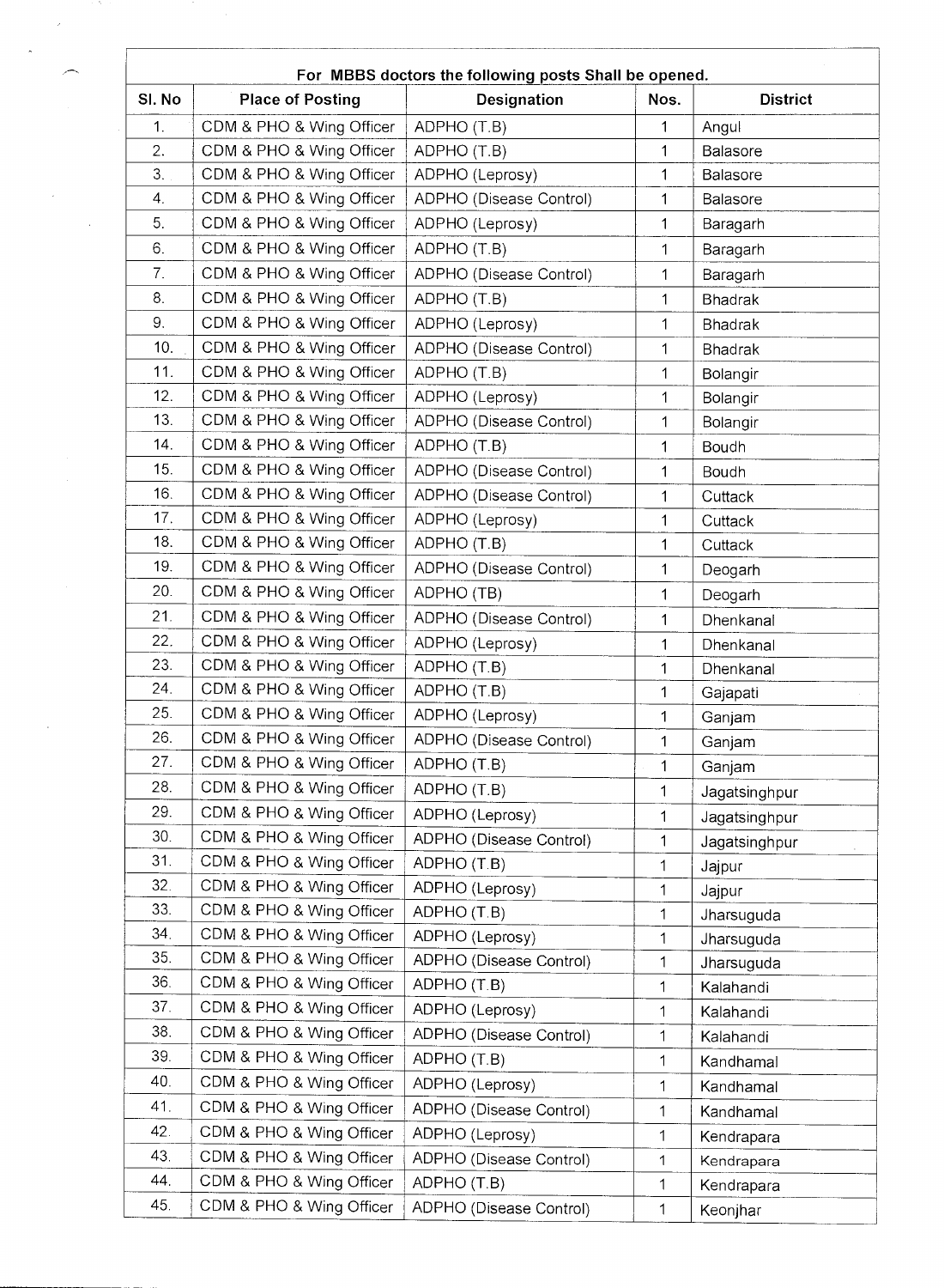| For MBBS doctors the following posts Shall be opened. | | | | |
|---|---|---|---|---|
| Sl. No | Place of Posting | Designation | Nos. | District |
| 1. | CDM & PHO & Wing Officer | ADPHO (T.B) | 1 | Angul |
| 2. | CDM & PHO & Wing Officer | ADPHO (T.B) | 1 | Balasore |
| 3. | CDM & PHO & Wing Officer | ADPHO (Leprosy) | 1 | Balasore |
| 4. | CDM & PHO & Wing Officer | ADPHO (Disease Control) | 1 | Balasore |
| 5. | CDM & PHO & Wing Officer | ADPHO (Leprosy) | 1 | Baragarh |
| 6. | CDM & PHO & Wing Officer | ADPHO (T.B) | 1 | Baragarh |
| 7. | CDM & PHO & Wing Officer | ADPHO (Disease Control) | 1 | Baragarh |
| 8. | CDM & PHO & Wing Officer | ADPHO (T.B) | 1 | Bhadrak |
| 9. | CDM & PHO & Wing Officer | ADPHO (Leprosy) | 1 | Bhadrak |
| 10. | CDM & PHO & Wing Officer | ADPHO (Disease Control) | 1 | Bhadrak |
| 11. | CDM & PHO & Wing Officer | ADPHO (T.B) | 1 | Bolangir |
| 12. | CDM & PHO & Wing Officer | ADPHO (Leprosy) | 1 | Bolangir |
| 13. | CDM & PHO & Wing Officer | ADPHO (Disease Control) | 1 | Bolangir |
| 14. | CDM & PHO & Wing Officer | ADPHO (T.B) | 1 | Boudh |
| 15. | CDM & PHO & Wing Officer | ADPHO (Disease Control) | 1 | Boudh |
| 16. | CDM & PHO & Wing Officer | ADPHO (Disease Control) | 1 | Cuttack |
| 17. | CDM & PHO & Wing Officer | ADPHO (Leprosy) | 1 | Cuttack |
| 18. | CDM & PHO & Wing Officer | ADPHO (T.B) | 1 | Cuttack |
| 19. | CDM & PHO & Wing Officer | ADPHO (Disease Control) | 1 | Deogarh |
| 20. | CDM & PHO & Wing Officer | ADPHO (TB) | 1 | Deogarh |
| 21. | CDM & PHO & Wing Officer | ADPHO (Disease Control) | 1 | Dhenkanal |
| 22. | CDM & PHO & Wing Officer | ADPHO (Leprosy) | 1 | Dhenkanal |
| 23. | CDM & PHO & Wing Officer | ADPHO (T.B) | 1 | Dhenkanal |
| 24. | CDM & PHO & Wing Officer | ADPHO (T.B) | 1 | Gajapati |
| 25. | CDM & PHO & Wing Officer | ADPHO (Leprosy) | 1 | Ganjam |
| 26. | CDM & PHO & Wing Officer | ADPHO (Disease Control) | 1 | Ganjam |
| 27. | CDM & PHO & Wing Officer | ADPHO (T.B) | 1 | Ganjam |
| 28. | CDM & PHO & Wing Officer | ADPHO (T.B) | 1 | Jagatsinghpur |
| 29. | CDM & PHO & Wing Officer | ADPHO (Leprosy) | 1 | Jagatsinghpur |
| 30. | CDM & PHO & Wing Officer | ADPHO (Disease Control) | 1 | Jagatsinghpur |
| 31. | CDM & PHO & Wing Officer | ADPHO (T.B) | 1 | Jajpur |
| 32. | CDM & PHO & Wing Officer | ADPHO (Leprosy) | 1 | Jajpur |
| 33. | CDM & PHO & Wing Officer | ADPHO (T.B) | 1 | Jharsuguda |
| 34. | CDM & PHO & Wing Officer | ADPHO (Leprosy) | 1 | Jharsuguda |
| 35. | CDM & PHO & Wing Officer | ADPHO (Disease Control) | 1 | Jharsuguda |
| 36. | CDM & PHO & Wing Officer | ADPHO (T.B) | 1 | Kalahandi |
| 37. | CDM & PHO & Wing Officer | ADPHO (Leprosy) | 1 | Kalahandi |
| 38. | CDM & PHO & Wing Officer | ADPHO (Disease Control) | 1 | Kalahandi |
| 39. | CDM & PHO & Wing Officer | ADPHO (T.B) | 1 | Kandhamal |
| 40. | CDM & PHO & Wing Officer | ADPHO (Leprosy) | 1 | Kandhamal |
| 41. | CDM & PHO & Wing Officer | ADPHO (Disease Control) | 1 | Kandhamal |
| 42. | CDM & PHO & Wing Officer | ADPHO (Leprosy) | 1 | Kendrapara |
| 43. | CDM & PHO & Wing Officer | ADPHO (Disease Control) | 1 | Kendrapara |
| 44. | CDM & PHO & Wing Officer | ADPHO (T.B) | 1 | Kendrapara |
| 45. | CDM & PHO & Wing Officer | ADPHO (Disease Control) | 1 | Keonjhar |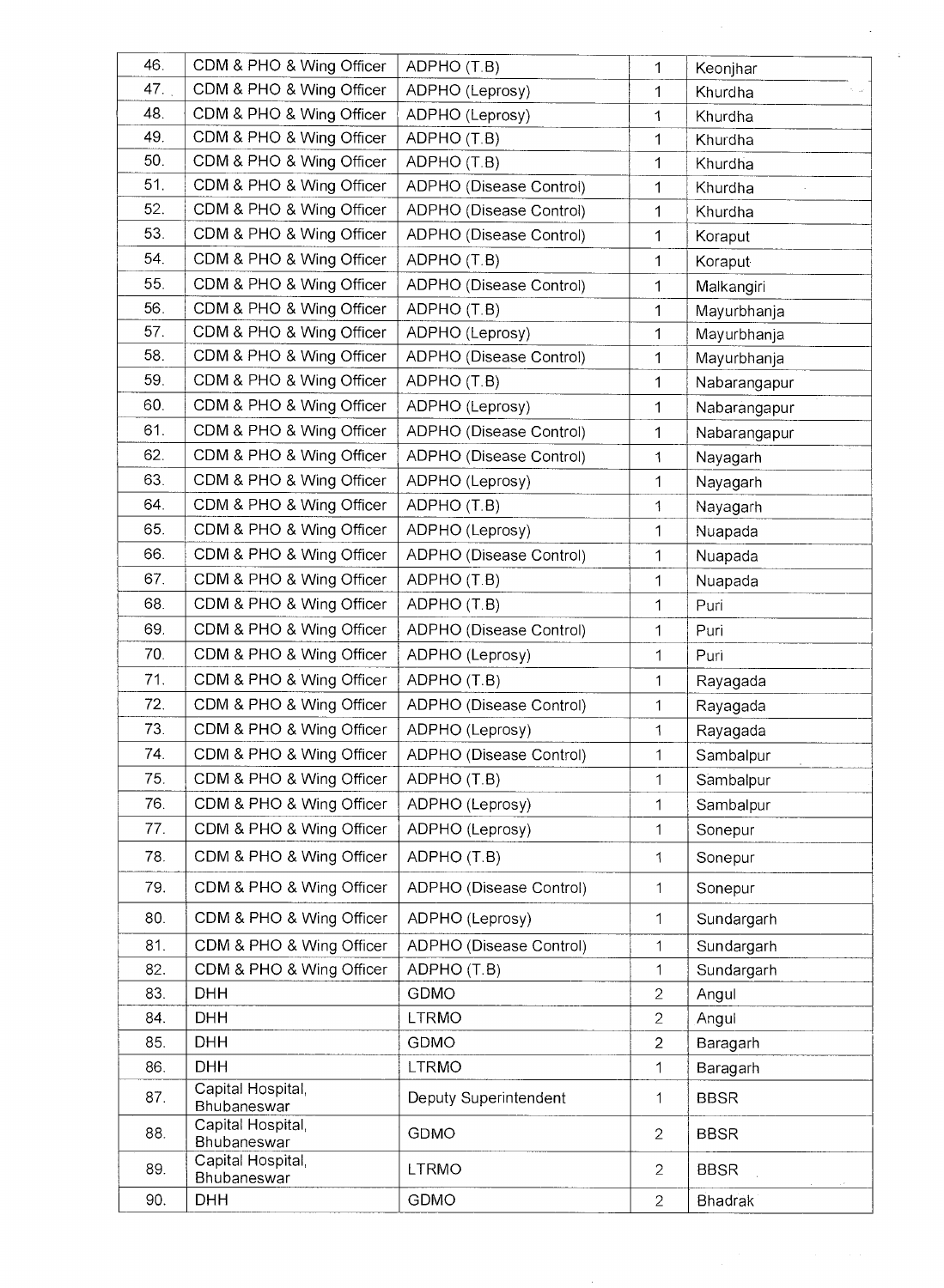| | | | | |
|---|---|---|---|---|
| 46. | CDM & PHO & Wing Officer | ADPHO (T.B) | 1 | Keonjhar |
| 47. | CDM & PHO & Wing Officer | ADPHO (Leprosy) | 1 | Khurdha |
| 48. | CDM & PHO & Wing Officer | ADPHO (Leprosy) | 1 | Khurdha |
| 49. | CDM & PHO & Wing Officer | ADPHO (T.B) | 1 | Khurdha |
| 50. | CDM & PHO & Wing Officer | ADPHO (T.B) | 1 | Khurdha |
| 51. | CDM & PHO & Wing Officer | ADPHO (Disease Control) | 1 | Khurdha |
| 52. | CDM & PHO & Wing Officer | ADPHO (Disease Control) | 1 | Khurdha |
| 53. | CDM & PHO & Wing Officer | ADPHO (Disease Control) | 1 | Koraput |
| 54. | CDM & PHO & Wing Officer | ADPHO (T.B) | 1 | Koraput |
| 55. | CDM & PHO & Wing Officer | ADPHO (Disease Control) | 1 | Malkangiri |
| 56. | CDM & PHO & Wing Officer | ADPHO (T.B) | 1 | Mayurbhanja |
| 57. | CDM & PHO & Wing Officer | ADPHO (Leprosy) | 1 | Mayurbhanja |
| 58. | CDM & PHO & Wing Officer | ADPHO (Disease Control) | 1 | Mayurbhanja |
| 59. | CDM & PHO & Wing Officer | ADPHO (T.B) | 1 | Nabarangapur |
| 60. | CDM & PHO & Wing Officer | ADPHO (Leprosy) | 1 | Nabarangapur |
| 61. | CDM & PHO & Wing Officer | ADPHO (Disease Control) | 1 | Nabarangapur |
| 62. | CDM & PHO & Wing Officer | ADPHO (Disease Control) | 1 | Nayagarh |
| 63. | CDM & PHO & Wing Officer | ADPHO (Leprosy) | 1 | Nayagarh |
| 64. | CDM & PHO & Wing Officer | ADPHO (T.B) | 1 | Nayagarh |
| 65. | CDM & PHO & Wing Officer | ADPHO (Leprosy) | 1 | Nuapada |
| 66. | CDM & PHO & Wing Officer | ADPHO (Disease Control) | 1 | Nuapada |
| 67. | CDM & PHO & Wing Officer | ADPHO (T.B) | 1 | Nuapada |
| 68. | CDM & PHO & Wing Officer | ADPHO (T.B) | 1 | Puri |
| 69. | CDM & PHO & Wing Officer | ADPHO (Disease Control) | 1 | Puri |
| 70. | CDM & PHO & Wing Officer | ADPHO (Leprosy) | 1 | Puri |
| 71. | CDM & PHO & Wing Officer | ADPHO (T.B) | 1 | Rayagada |
| 72. | CDM & PHO & Wing Officer | ADPHO (Disease Control) | 1 | Rayagada |
| 73. | CDM & PHO & Wing Officer | ADPHO (Leprosy) | 1 | Rayagada |
| 74. | CDM & PHO & Wing Officer | ADPHO (Disease Control) | 1 | Sambalpur |
| 75. | CDM & PHO & Wing Officer | ADPHO (T.B) | 1 | Sambalpur |
| 76. | CDM & PHO & Wing Officer | ADPHO (Leprosy) | 1 | Sambalpur |
| 77. | CDM & PHO & Wing Officer | ADPHO (Leprosy) | 1 | Sonepur |
| 78. | CDM & PHO & Wing Officer | ADPHO (T.B) | 1 | Sonepur |
| 79. | CDM & PHO & Wing Officer | ADPHO (Disease Control) | 1 | Sonepur |
| 80. | CDM & PHO & Wing Officer | ADPHO (Leprosy) | 1 | Sundargarh |
| 81. | CDM & PHO & Wing Officer | ADPHO (Disease Control) | 1 | Sundargarh |
| 82. | CDM & PHO & Wing Officer | ADPHO (T.B) | 1 | Sundargarh |
| 83. | DHH | GDMO | 2 | Angul |
| 84. | DHH | LTRMO | 2 | Angul |
| 85. | DHH | GDMO | 2 | Baragarh |
| 86. | DHH | LTRMO | 1 | Baragarh |
| 87. | Capital Hospital, Bhubaneswar | Deputy Superintendent | 1 | BBSR |
| 88. | Capital Hospital, Bhubaneswar | GDMO | 2 | BBSR |
| 89. | Capital Hospital, Bhubaneswar | LTRMO | 2 | BBSR |
| 90. | DHH | GDMO | 2 | Bhadrak |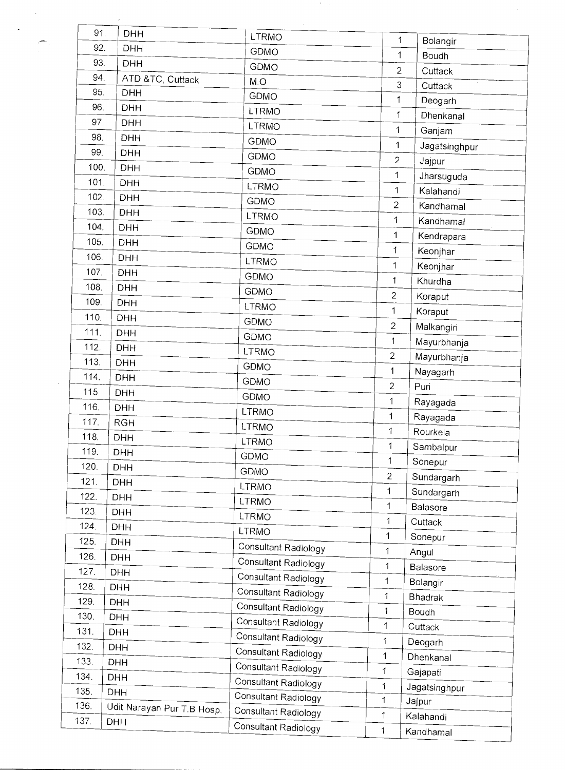| | | | | |
|---|---|---|---|---|
| 91. | DHH | LTRMO | 1 | Bolangir |
| 92. | DHH | GDMO | 1 | Boudh |
| 93. | DHH | GDMO | 2 | Cuttack |
| 94. | ATD &TC, Cuttack | M.O | 3 | Cuttack |
| 95. | DHH | GDMO | 1 | Deogarh |
| 96. | DHH | LTRMO | 1 | Dhenkanal |
| 97. | DHH | LTRMO | 1 | Ganjam |
| 98. | DHH | GDMO | 1 | Jagatsinghpur |
| 99. | DHH | GDMO | 2 | Jajpur |
| 100. | DHH | GDMO | 1 | Jharsuguda |
| 101. | DHH | LTRMO | 1 | Kalahandi |
| 102. | DHH | GDMO | 2 | Kandhamal |
| 103. | DHH | LTRMO | 1 | Kandhamal |
| 104. | DHH | GDMO | 1 | Kendrapara |
| 105. | DHH | GDMO | 1 | Keonjhar |
| 106. | DHH | LTRMO | 1 | Keonjhar |
| 107. | DHH | GDMO | 1 | Khurdha |
| 108. | DHH | GDMO | 2 | Koraput |
| 109. | DHH | LTRMO | 1 | Koraput |
| 110. | DHH | GDMO | 2 | Malkangiri |
| 111. | DHH | GDMO | 1 | Mayurbhanja |
| 112. | DHH | LTRMO | 2 | Mayurbhanja |
| 113. | DHH | GDMO | 1 | Nayagarh |
| 114. | DHH | GDMO | 2 | Puri |
| 115. | DHH | GDMO | 1 | Rayagada |
| 116. | DHH | LTRMO | 1 | Rayagada |
| 117. | RGH | LTRMO | 1 | Rourkela |
| 118. | DHH | LTRMO | 1 | Sambalpur |
| 119. | DHH | GDMO | 1 | Sonepur |
| 120. | DHH | GDMO | 2 | Sundargarh |
| 121. | DHH | LTRMO | 1 | Sundargarh |
| 122. | DHH | LTRMO | 1 | Balasore |
| 123. | DHH | LTRMO | 1 | Cuttack |
| 124. | DHH | LTRMO | 1 | Sonepur |
| 125. | DHH | Consultant Radiology | 1 | Angul |
| 126. | DHH | Consultant Radiology | 1 | Balasore |
| 127. | DHH | Consultant Radiology | 1 | Bolangir |
| 128. | DHH | Consultant Radiology | 1 | Bhadrak |
| 129. | DHH | Consultant Radiology | 1 | Boudh |
| 130. | DHH | Consultant Radiology | 1 | Cuttack |
| 131. | DHH | Consultant Radiology | 1 | Deogarh |
| 132. | DHH | Consultant Radiology | 1 | Dhenkanal |
| 133. | DHH | Consultant Radiology | 1 | Gajapati |
| 134. | DHH | Consultant Radiology | 1 | Jagatsinghpur |
| 135. | DHH | Consultant Radiology | 1 | Jajpur |
| 136. | Udit Narayan Pur T.B Hosp. | Consultant Radiology | 1 | Kalahandi |
| 137. | DHH | Consultant Radiology | 1 | Kandhamal |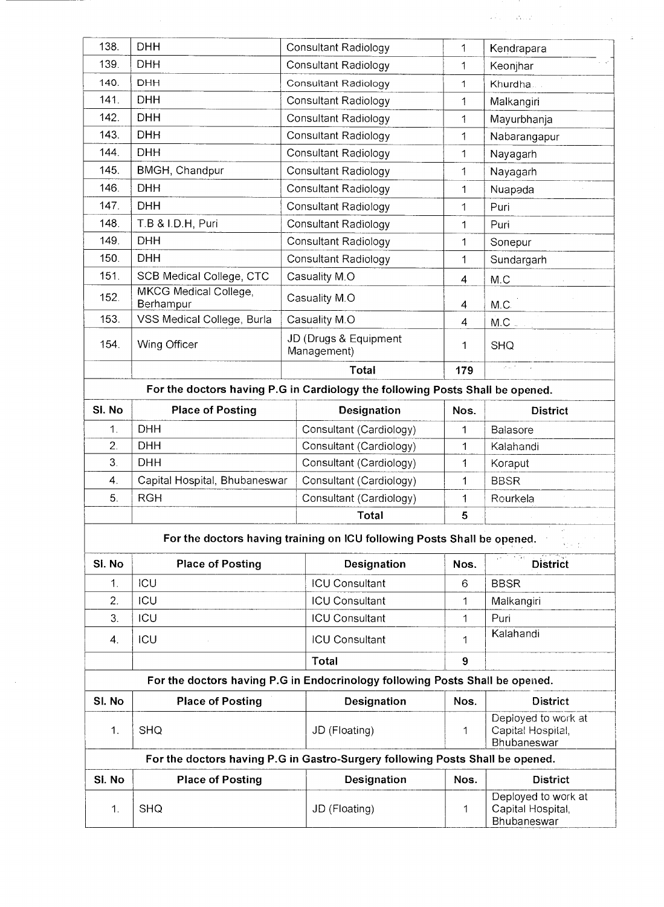| | | | | |
|---|---|---|---|---|
| 138. | DHH | Consultant Radiology | 1 | Kendrapara |
| 139. | DHH | Consultant Radiology | 1 | Keonjhar |
| 140. | DHH | Consultant Radiology | 1 | Khurdha |
| 141. | DHH | Consultant Radiology | 1 | Malkangiri |
| 142. | DHH | Consultant Radiology | 1 | Mayurbhanja |
| 143. | DHH | Consultant Radiology | 1 | Nabarangapur |
| 144. | DHH | Consultant Radiology | 1 | Nayagarh |
| 145. | BMGH, Chandpur | Consultant Radiology | 1 | Nayagarh |
| 146. | DHH | Consultant Radiology | 1 | Nuapada |
| 147. | DHH | Consultant Radiology | 1 | Puri |
| 148. | T.B & I.D.H, Puri | Consultant Radiology | 1 | Puri |
| 149. | DHH | Consultant Radiology | 1 | Sonepur |
| 150. | DHH | Consultant Radiology | 1 | Sundargarh |
| 151. | SCB Medical College, CTC | Casuality M.O | 4 | M.C |
| 152. | MKCG Medical College, Berhampur | Casuality M.O | 4 | M.C |
| 153. | VSS Medical College, Burla | Casuality M.O | 4 | M.C |
| 154. | Wing Officer | JD (Drugs & Equipment Management) | 1 | SHQ |
| | | **Total** | **179** | |

**For the doctors having P.G in Cardiology the following Posts Shall be opened.**

| Sl. No | Place of Posting | Designation | Nos. | District |
|---|---|---|---|---|
| 1. | DHH | Consultant (Cardiology) | 1 | Balasore |
| 2. | DHH | Consultant (Cardiology) | 1 | Kalahandi |
| 3. | DHH | Consultant (Cardiology) | 1 | Koraput |
| 4. | Capital Hospital, Bhubaneswar | Consultant (Cardiology) | 1 | BBSR |
| 5. | RGH | Consultant (Cardiology) | 1 | Rourkela |
| | | **Total** | **5** | |

**For the doctors having training on ICU following Posts Shall be opened.**

| Sl. No | Place of Posting | Designation | Nos. | District |
|---|---|---|---|---|
| 1. | ICU | ICU Consultant | 6 | BBSR |
| 2. | ICU | ICU Consultant | 1 | Malkangiri |
| 3. | ICU | ICU Consultant | 1 | Puri |
| 4. | ICU | ICU Consultant | 1 | Kalahandi |
| | | **Total** | **9** | |

**For the doctors having P.G in Endocrinology following Posts Shall be opened.**

| Sl. No | Place of Posting | Designation | Nos. | District |
|---|---|---|---|---|
| 1. | SHQ | JD (Floating) | 1 | Deployed to work at Capital Hospital, Bhubaneswar |

**For the doctors having P.G in Gastro-Surgery following Posts Shall be opened.**

| Sl. No | Place of Posting | Designation | Nos. | District |
|---|---|---|---|---|
| 1. | SHQ | JD (Floating) | 1 | Deployed to work at Capital Hospital, Bhubaneswar |